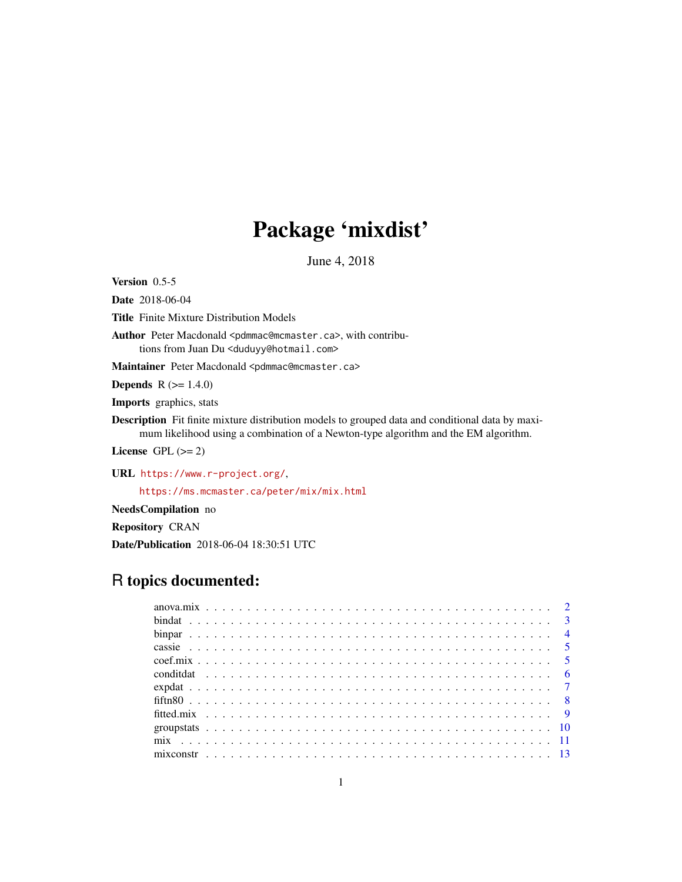# Package 'mixdist'

June 4, 2018

**Version** 0.5-5

**Date** 2018-06-04

**Title** Finite Mixture Distribution Models

**Author** Peter Macdonald <pdmmac@mcmaster.ca>, with contributions from Juan Du <duduyy@hotmail.com>

**Maintainer** Peter Macdonald <pdmmac@mcmaster.ca>

**Depends** R (>= 1.4.0)

**Imports** graphics, stats

**Description** Fit finite mixture distribution models to grouped data and conditional data by maximum likelihood using a combination of a Newton-type algorithm and the EM algorithm.

**License** GPL (>= 2)

**URL** https://www.r-project.org/,

https://ms.mcmaster.ca/peter/mix/mix.html

**NeedsCompilation** no

**Repository** CRAN

**Date/Publication** 2018-06-04 18:30:51 UTC

## R topics documented:

- anova.mix . . . 2
- bindat . . . 3
- binpar . . . 4
- cassie . . . 5
- coef.mix . . . 5
- conditdat . . . 6
- expdat . . . 7
- fiftn80 . . . 8
- fitted.mix . . . 9
- groupstats . . . 10
- mix . . . 11
- mixconstr . . . 13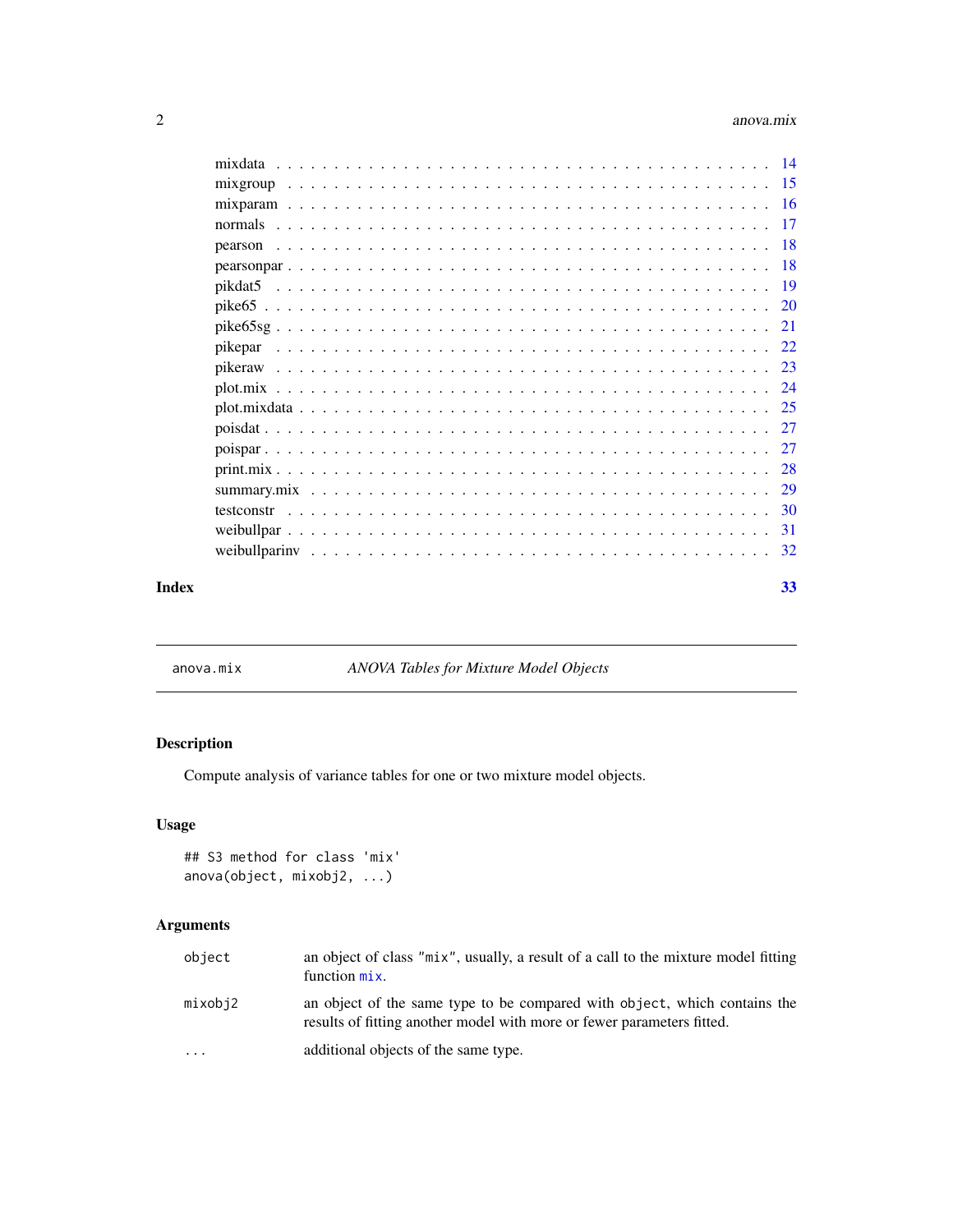| | |
|---|---|
| mixdata | 14 |
| mixgroup | 15 |
| mixparam | 16 |
| normals | 17 |
| pearson | 18 |
| pearsonpar | 18 |
| pikdat5 | 19 |
| pike65 | 20 |
| pike65sg | 21 |
| pikepar | 22 |
| pikeraw | 23 |
| plot.mix | 24 |
| plot.mixdata | 25 |
| poisdat | 27 |
| poispar | 27 |
| print.mix | 28 |
| summary.mix | 29 |
| testconstr | 30 |
| weibullpar | 31 |
| weibullparinv | 32 |

**Index** 33

---

## anova.mix — *ANOVA Tables for Mixture Model Objects*

### Description

Compute analysis of variance tables for one or two mixture model objects.

### Usage

```
## S3 method for class 'mix'
anova(object, mixobj2, ...)
```

### Arguments

| | |
|---|---|
| `object` | an object of class `"mix"`, usually, a result of a call to the mixture model fitting function `mix`. |
| `mixobj2` | an object of the same type to be compared with `object`, which contains the results of fitting another model with more or fewer parameters fitted. |
| `...` | additional objects of the same type. |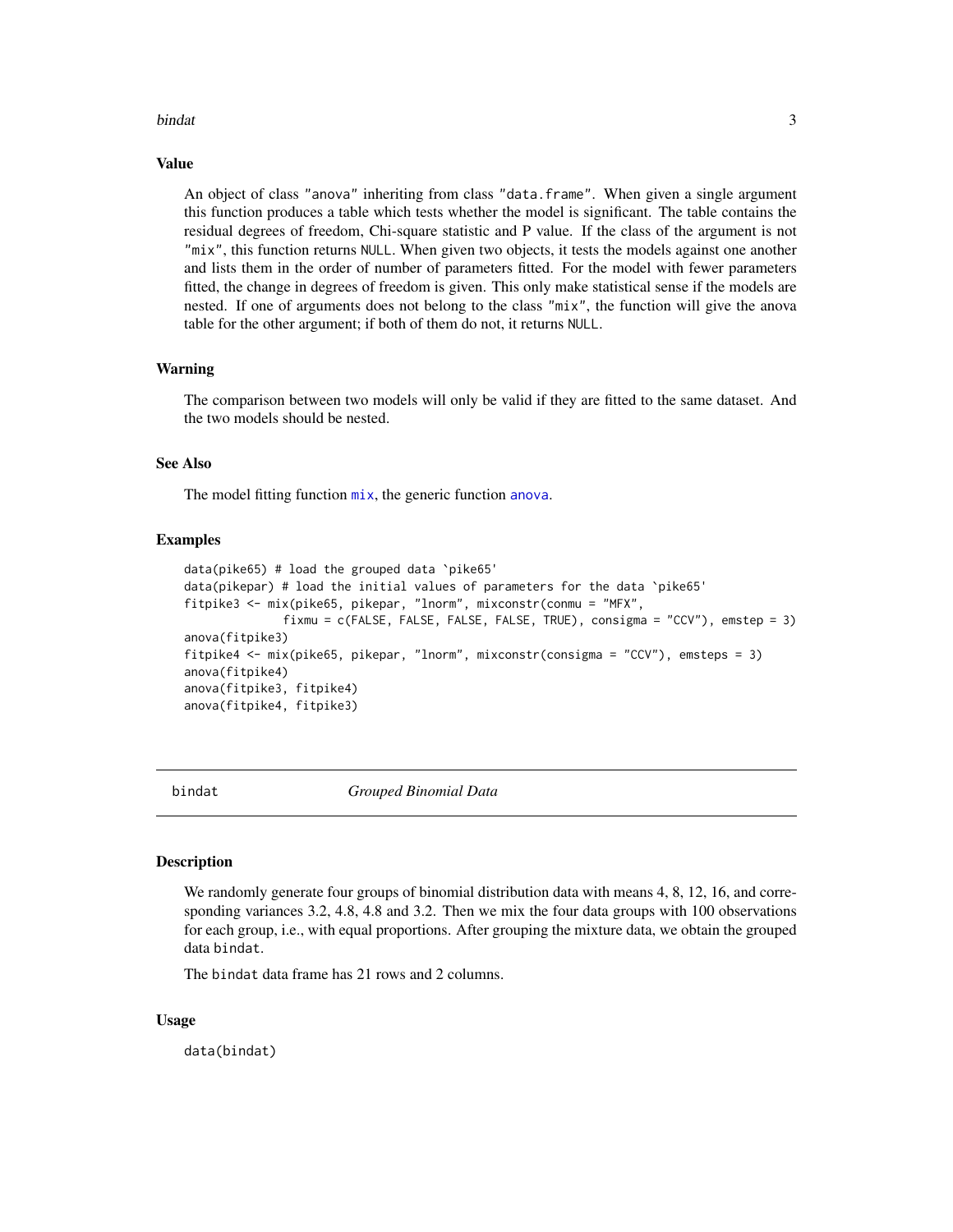### Value

An object of class "anova" inheriting from class "data.frame". When given a single argument this function produces a table which tests whether the model is significant. The table contains the residual degrees of freedom, Chi-square statistic and P value. If the class of the argument is not "mix", this function returns NULL. When given two objects, it tests the models against one another and lists them in the order of number of parameters fitted. For the model with fewer parameters fitted, the change in degrees of freedom is given. This only make statistical sense if the models are nested. If one of arguments does not belong to the class "mix", the function will give the anova table for the other argument; if both of them do not, it returns NULL.

### Warning

The comparison between two models will only be valid if they are fitted to the same dataset. And the two models should be nested.

### See Also

The model fitting function mix, the generic function anova.

### Examples

```
data(pike65) # load the grouped data `pike65'
data(pikepar) # load the initial values of parameters for the data `pike65'
fitpike3 <- mix(pike65, pikepar, "lnorm", mixconstr(conmu = "MFX",
             fixmu = c(FALSE, FALSE, FALSE, FALSE, TRUE), consigma = "CCV"), emstep = 3)
anova(fitpike3)
fitpike4 <- mix(pike65, pikepar, "lnorm", mixconstr(consigma = "CCV"), emsteps = 3)
anova(fitpike4)
anova(fitpike3, fitpike4)
anova(fitpike4, fitpike3)
```

---

## bindat *Grouped Binomial Data*

### Description

We randomly generate four groups of binomial distribution data with means 4, 8, 12, 16, and corresponding variances 3.2, 4.8, 4.8 and 3.2. Then we mix the four data groups with 100 observations for each group, i.e., with equal proportions. After grouping the mixture data, we obtain the grouped data bindat.

The bindat data frame has 21 rows and 2 columns.

### Usage

```
data(bindat)
```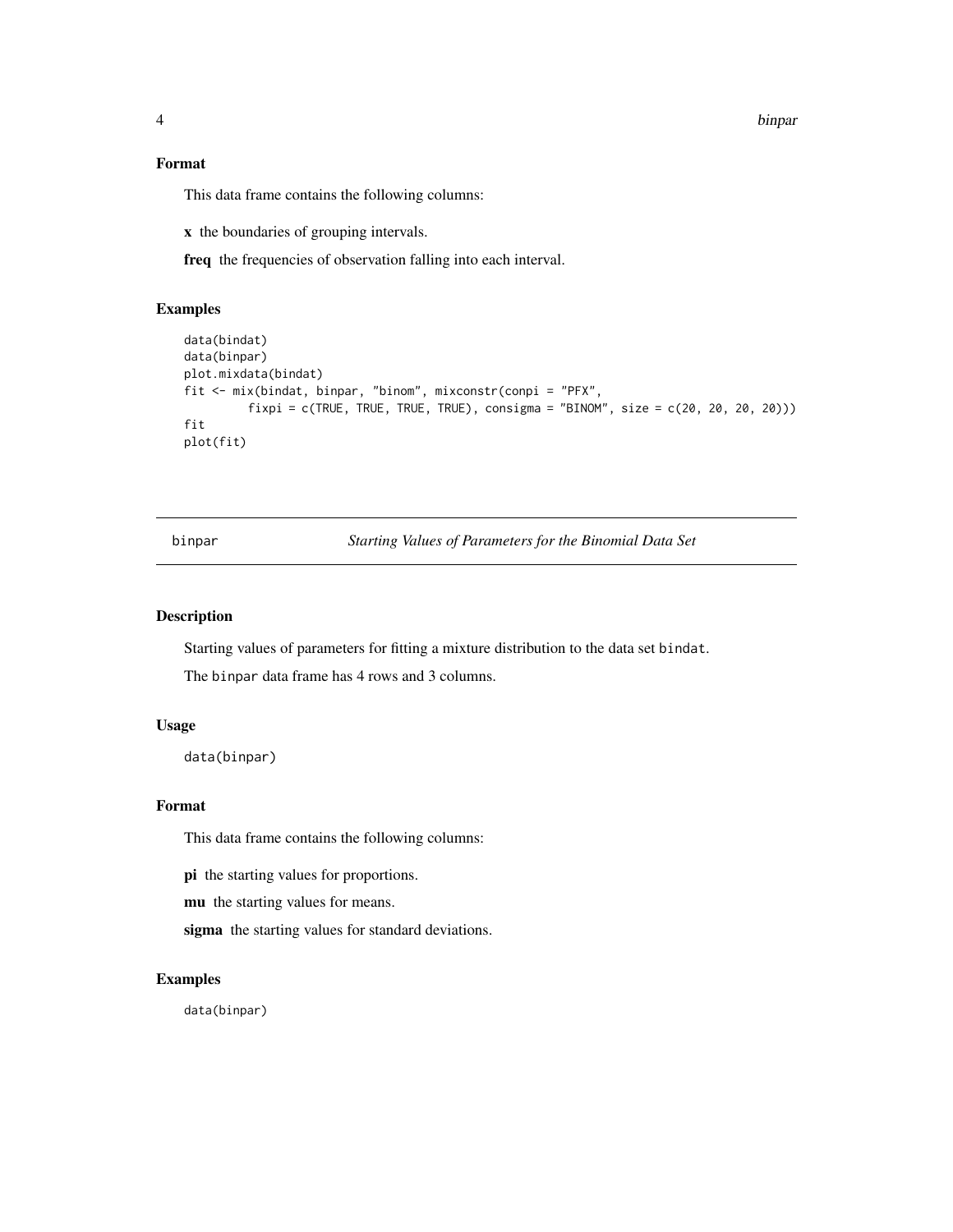### Format

This data frame contains the following columns:

**x** the boundaries of grouping intervals.

**freq** the frequencies of observation falling into each interval.

### Examples

```
data(bindat)
data(binpar)
plot.mixdata(bindat)
fit <- mix(bindat, binpar, "binom", mixconstr(conpi = "PFX",
        fixpi = c(TRUE, TRUE, TRUE, TRUE), consigma = "BINOM", size = c(20, 20, 20, 20)))
fit
plot(fit)
```

## binpar *Starting Values of Parameters for the Binomial Data Set*

### Description

Starting values of parameters for fitting a mixture distribution to the data set `bindat`.

The `binpar` data frame has 4 rows and 3 columns.

### Usage

```
data(binpar)
```

### Format

This data frame contains the following columns:

**pi** the starting values for proportions.

**mu** the starting values for means.

**sigma** the starting values for standard deviations.

### Examples

```
data(binpar)
```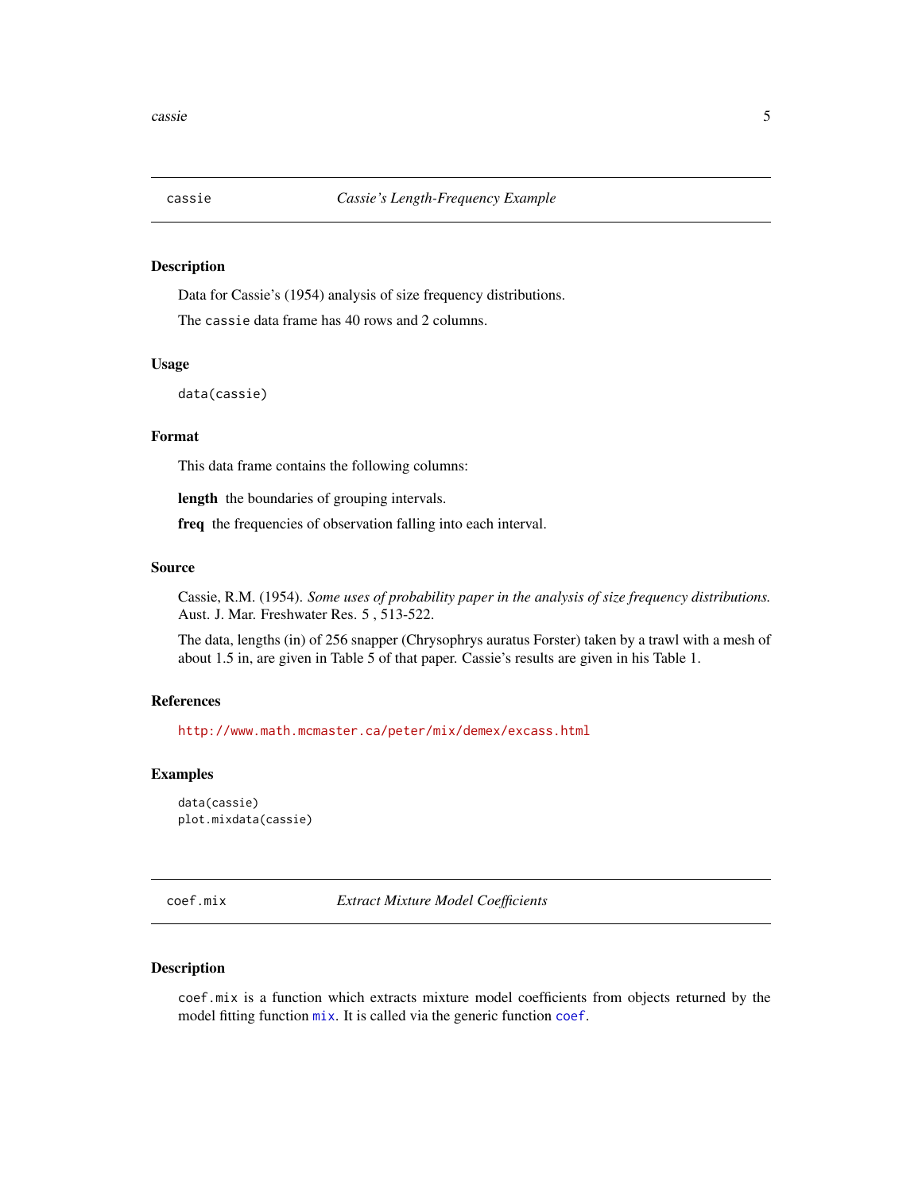## cassie — *Cassie's Length-Frequency Example*

### Description

Data for Cassie's (1954) analysis of size frequency distributions.

The `cassie` data frame has 40 rows and 2 columns.

### Usage

```
data(cassie)
```

### Format

This data frame contains the following columns:

**length** the boundaries of grouping intervals.

**freq** the frequencies of observation falling into each interval.

### Source

Cassie, R.M. (1954). *Some uses of probability paper in the analysis of size frequency distributions.* Aust. J. Mar. Freshwater Res. 5 , 513-522.

The data, lengths (in) of 256 snapper (Chrysophrys auratus Forster) taken by a trawl with a mesh of about 1.5 in, are given in Table 5 of that paper. Cassie's results are given in his Table 1.

### References

http://www.math.mcmaster.ca/peter/mix/demex/excass.html

### Examples

```
data(cassie)
plot.mixdata(cassie)
```

## coef.mix — *Extract Mixture Model Coefficients*

### Description

`coef.mix` is a function which extracts mixture model coefficients from objects returned by the model fitting function `mix`. It is called via the generic function `coef`.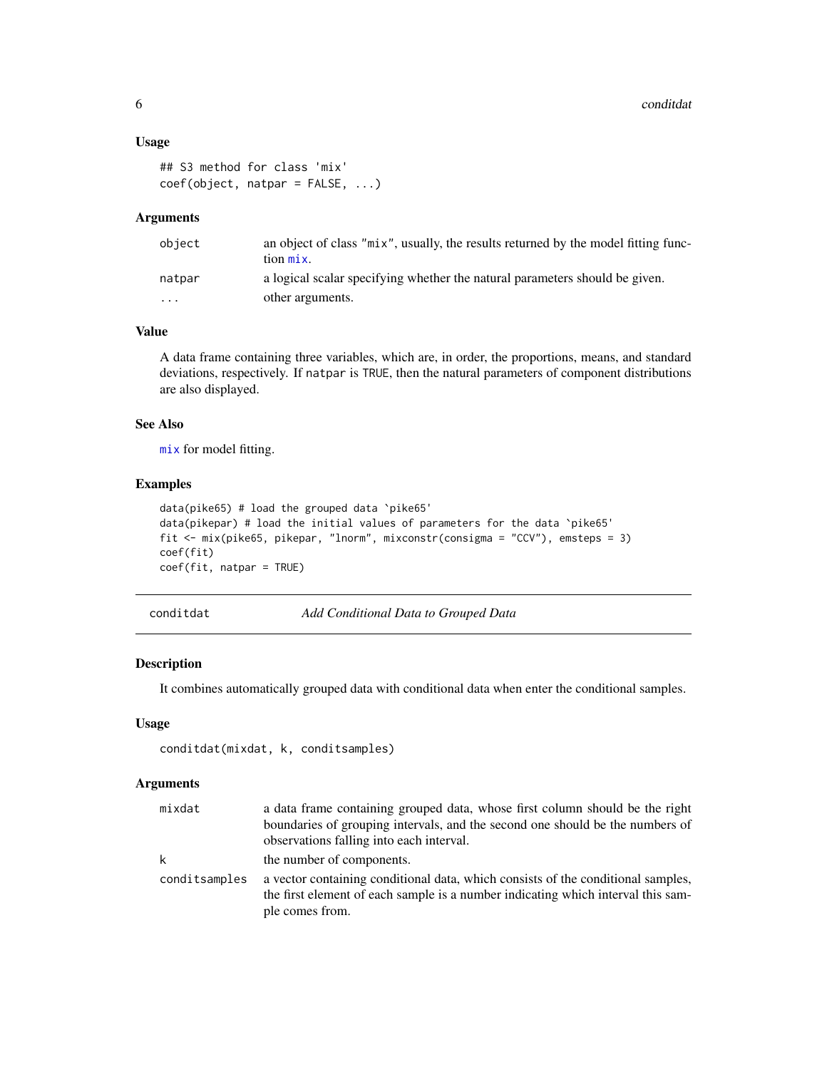### Usage

```
## S3 method for class 'mix'
coef(object, natpar = FALSE, ...)
```

### Arguments

| | |
|---|---|
| object | an object of class "mix", usually, the results returned by the model fitting function mix. |
| natpar | a logical scalar specifying whether the natural parameters should be given. |
| ... | other arguments. |

### Value

A data frame containing three variables, which are, in order, the proportions, means, and standard deviations, respectively. If natpar is TRUE, then the natural parameters of component distributions are also displayed.

### See Also

mix for model fitting.

### Examples

```
data(pike65) # load the grouped data `pike65'
data(pikepar) # load the initial values of parameters for the data `pike65'
fit <- mix(pike65, pikepar, "lnorm", mixconstr(consigma = "CCV"), emsteps = 3)
coef(fit)
coef(fit, natpar = TRUE)
```

---

## conditdat *Add Conditional Data to Grouped Data*

### Description

It combines automatically grouped data with conditional data when enter the conditional samples.

### Usage

```
conditdat(mixdat, k, conditsamples)
```

### Arguments

| | |
|---|---|
| mixdat | a data frame containing grouped data, whose first column should be the right boundaries of grouping intervals, and the second one should be the numbers of observations falling into each interval. |
| k | the number of components. |
| conditsamples | a vector containing conditional data, which consists of the conditional samples, the first element of each sample is a number indicating which interval this sample comes from. |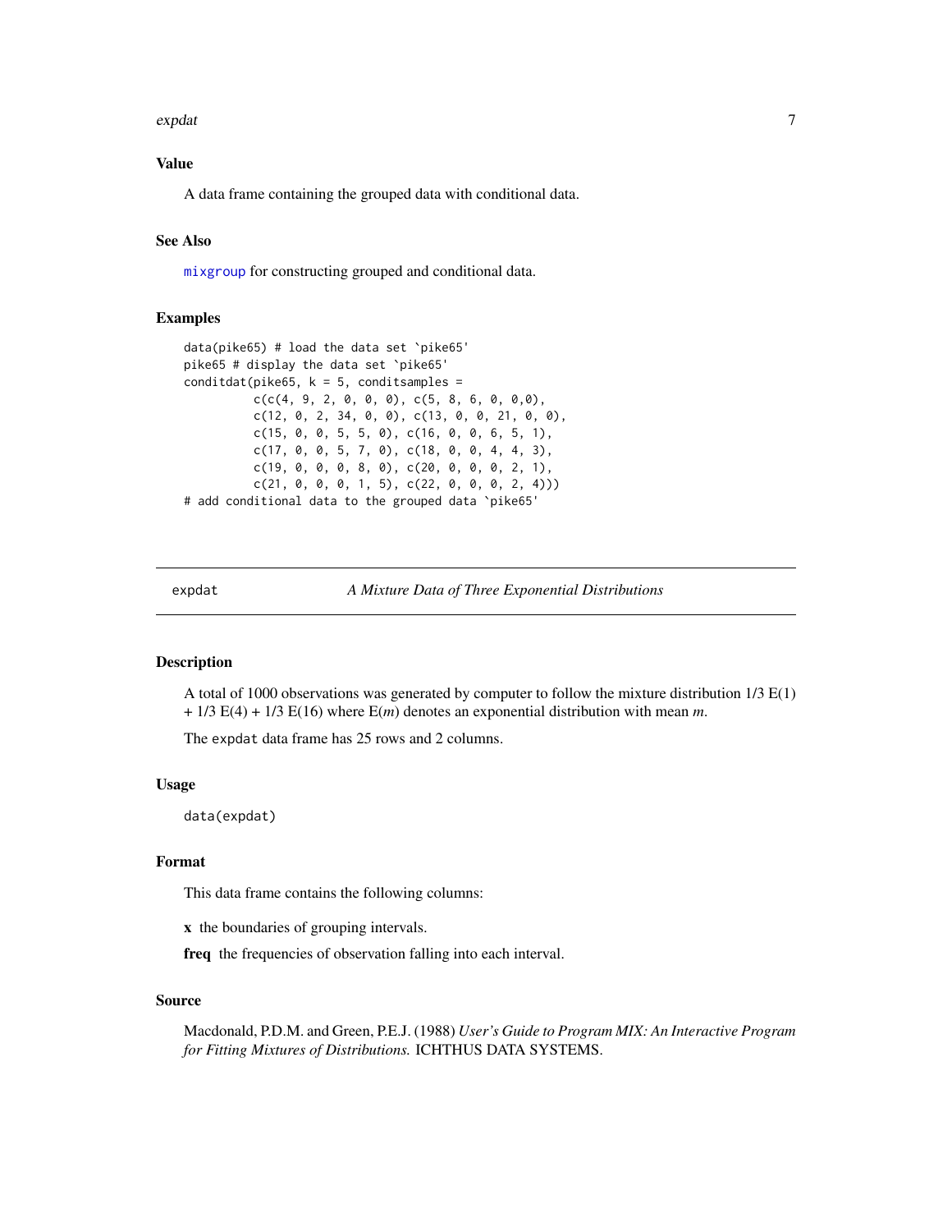### Value

A data frame containing the grouped data with conditional data.

### See Also

mixgroup for constructing grouped and conditional data.

### Examples

```
data(pike65) # load the data set `pike65'
pike65 # display the data set `pike65'
conditdat(pike65, k = 5, conditsamples =
          c(c(4, 9, 2, 0, 0, 0), c(5, 8, 6, 0, 0,0),
          c(12, 0, 2, 34, 0, 0), c(13, 0, 0, 21, 0, 0),
          c(15, 0, 0, 5, 5, 0), c(16, 0, 0, 6, 5, 1),
          c(17, 0, 0, 5, 7, 0), c(18, 0, 0, 4, 4, 3),
          c(19, 0, 0, 0, 8, 0), c(20, 0, 0, 0, 2, 1),
          c(21, 0, 0, 0, 1, 5), c(22, 0, 0, 0, 2, 4)))
# add conditional data to the grouped data `pike65'
```

---

## expdat — *A Mixture Data of Three Exponential Distributions*

### Description

A total of 1000 observations was generated by computer to follow the mixture distribution 1/3 E(1) + 1/3 E(4) + 1/3 E(16) where E(*m*) denotes an exponential distribution with mean *m*.

The expdat data frame has 25 rows and 2 columns.

### Usage

```
data(expdat)
```

### Format

This data frame contains the following columns:

**x** the boundaries of grouping intervals.

**freq** the frequencies of observation falling into each interval.

### Source

Macdonald, P.D.M. and Green, P.E.J. (1988) *User's Guide to Program MIX: An Interactive Program for Fitting Mixtures of Distributions.* ICHTHUS DATA SYSTEMS.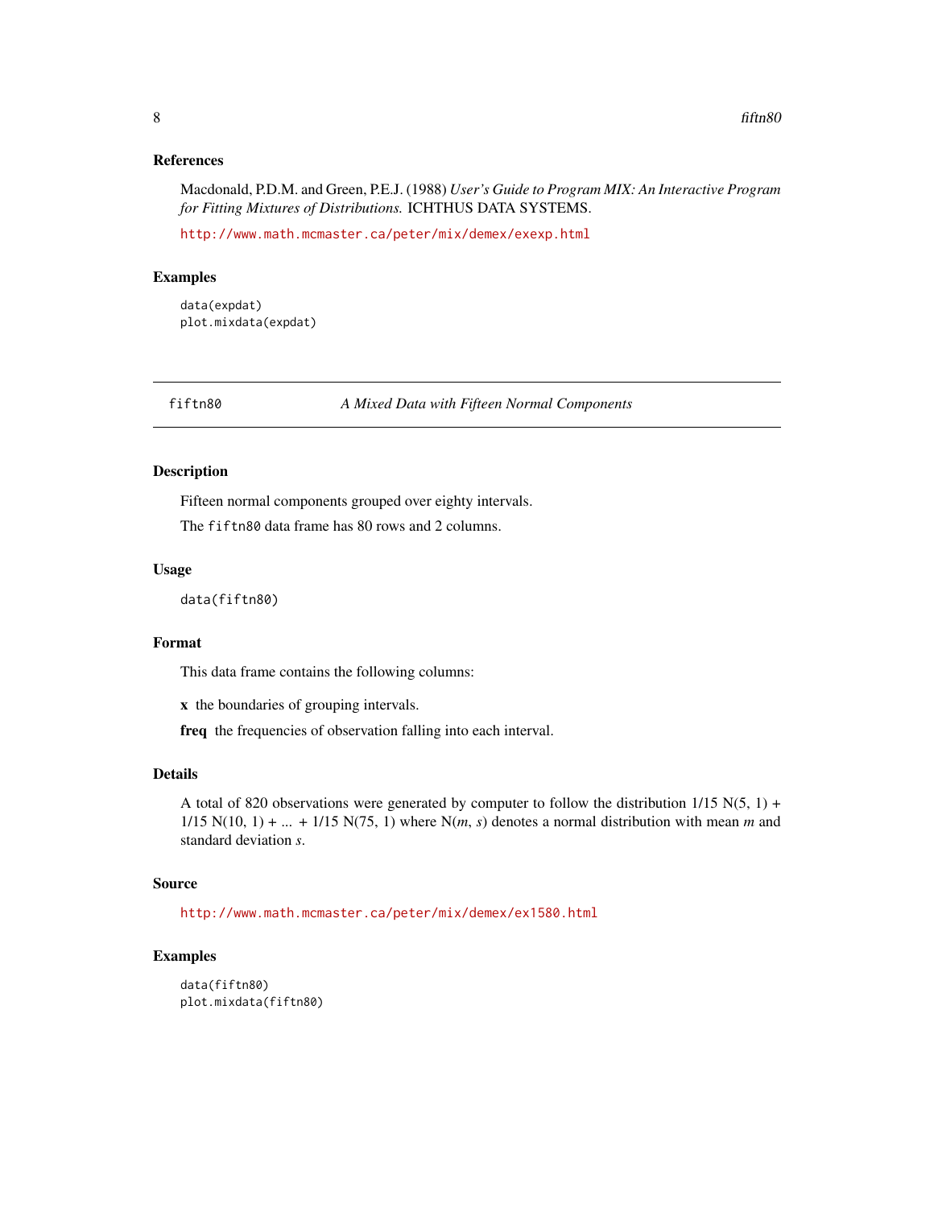## References

Macdonald, P.D.M. and Green, P.E.J. (1988) *User's Guide to Program MIX: An Interactive Program for Fitting Mixtures of Distributions.* ICHTHUS DATA SYSTEMS.

http://www.math.mcmaster.ca/peter/mix/demex/exexp.html

## Examples

```
data(expdat)
plot.mixdata(expdat)
```

---

# fiftn80 — *A Mixed Data with Fifteen Normal Components*

## Description

Fifteen normal components grouped over eighty intervals.

The `fiftn80` data frame has 80 rows and 2 columns.

## Usage

```
data(fiftn80)
```

## Format

This data frame contains the following columns:

**x** the boundaries of grouping intervals.

**freq** the frequencies of observation falling into each interval.

## Details

A total of 820 observations were generated by computer to follow the distribution 1/15 N(5, 1) + 1/15 N(10, 1) + ... + 1/15 N(75, 1) where N(*m*, *s*) denotes a normal distribution with mean *m* and standard deviation *s*.

## Source

http://www.math.mcmaster.ca/peter/mix/demex/ex1580.html

## Examples

```
data(fiftn80)
plot.mixdata(fiftn80)
```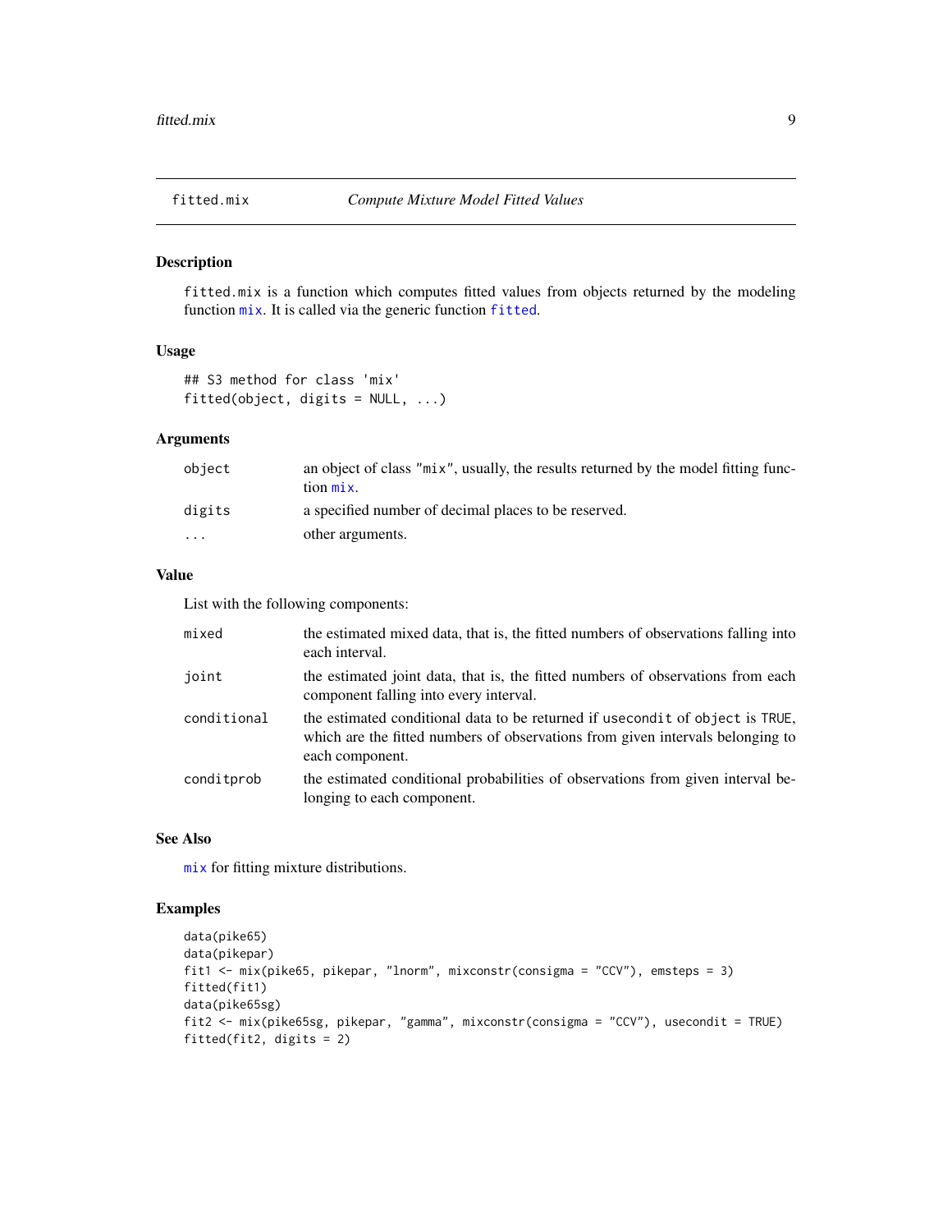# fitted.mix *Compute Mixture Model Fitted Values*

## Description

`fitted.mix` is a function which computes fitted values from objects returned by the modeling function `mix`. It is called via the generic function `fitted`.

## Usage

```
## S3 method for class 'mix'
fitted(object, digits = NULL, ...)
```

## Arguments

| | |
|---|---|
| `object` | an object of class "mix", usually, the results returned by the model fitting function `mix`. |
| `digits` | a specified number of decimal places to be reserved. |
| `...` | other arguments. |

## Value

List with the following components:

| | |
|---|---|
| `mixed` | the estimated mixed data, that is, the fitted numbers of observations falling into each interval. |
| `joint` | the estimated joint data, that is, the fitted numbers of observations from each component falling into every interval. |
| `conditional` | the estimated conditional data to be returned if `usecondit` of `object` is `TRUE`, which are the fitted numbers of observations from given intervals belonging to each component. |
| `conditprob` | the estimated conditional probabilities of observations from given interval belonging to each component. |

## See Also

`mix` for fitting mixture distributions.

## Examples

```
data(pike65)
data(pikepar)
fit1 <- mix(pike65, pikepar, "lnorm", mixconstr(consigma = "CCV"), emsteps = 3)
fitted(fit1)
data(pike65sg)
fit2 <- mix(pike65sg, pikepar, "gamma", mixconstr(consigma = "CCV"), usecondit = TRUE)
fitted(fit2, digits = 2)
```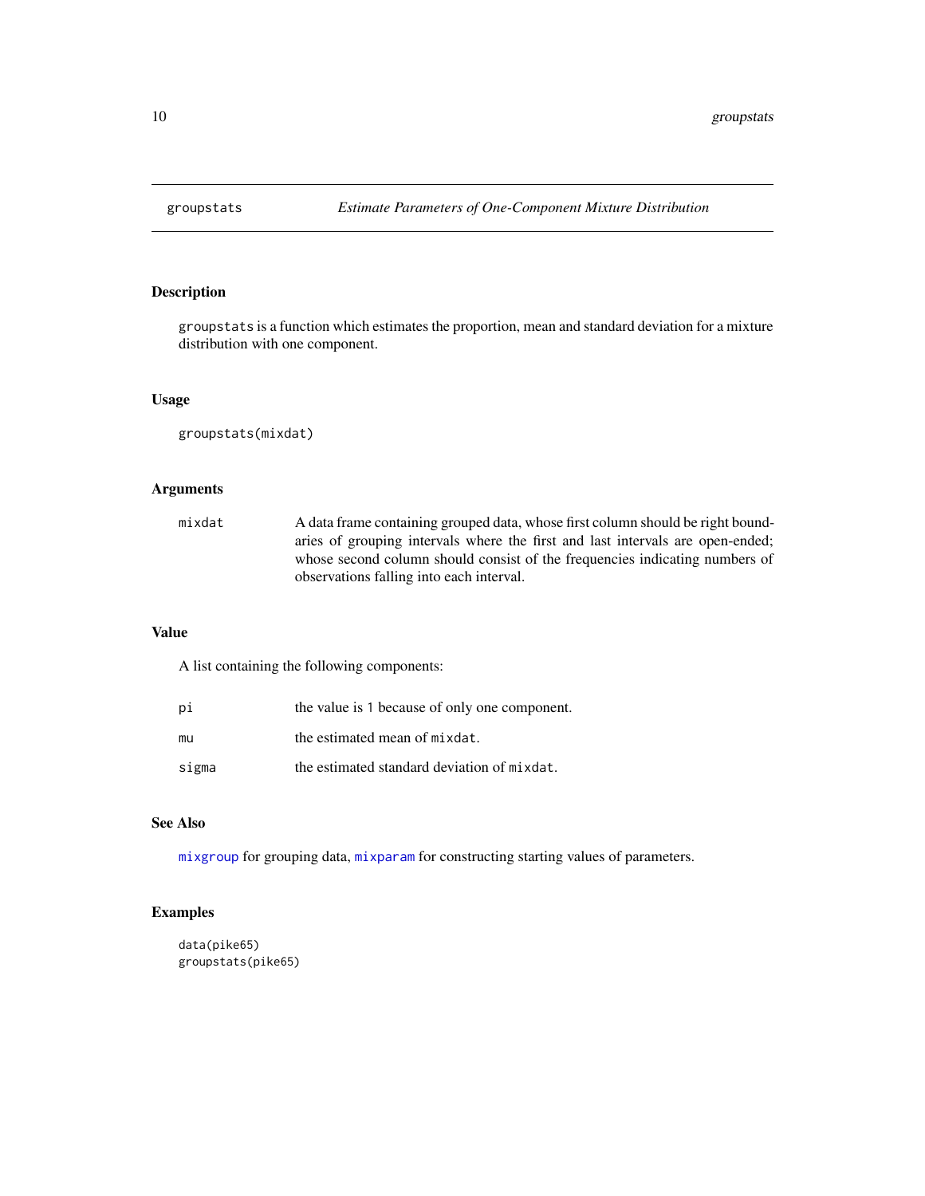# groupstats — *Estimate Parameters of One-Component Mixture Distribution*

## Description

groupstats is a function which estimates the proportion, mean and standard deviation for a mixture distribution with one component.

## Usage

```
groupstats(mixdat)
```

## Arguments

| | |
|---|---|
| mixdat | A data frame containing grouped data, whose first column should be right boundaries of grouping intervals where the first and last intervals are open-ended; whose second column should consist of the frequencies indicating numbers of observations falling into each interval. |

## Value

A list containing the following components:

| | |
|---|---|
| pi | the value is 1 because of only one component. |
| mu | the estimated mean of mixdat. |
| sigma | the estimated standard deviation of mixdat. |

## See Also

mixgroup for grouping data, mixparam for constructing starting values of parameters.

## Examples

```
data(pike65)
groupstats(pike65)
```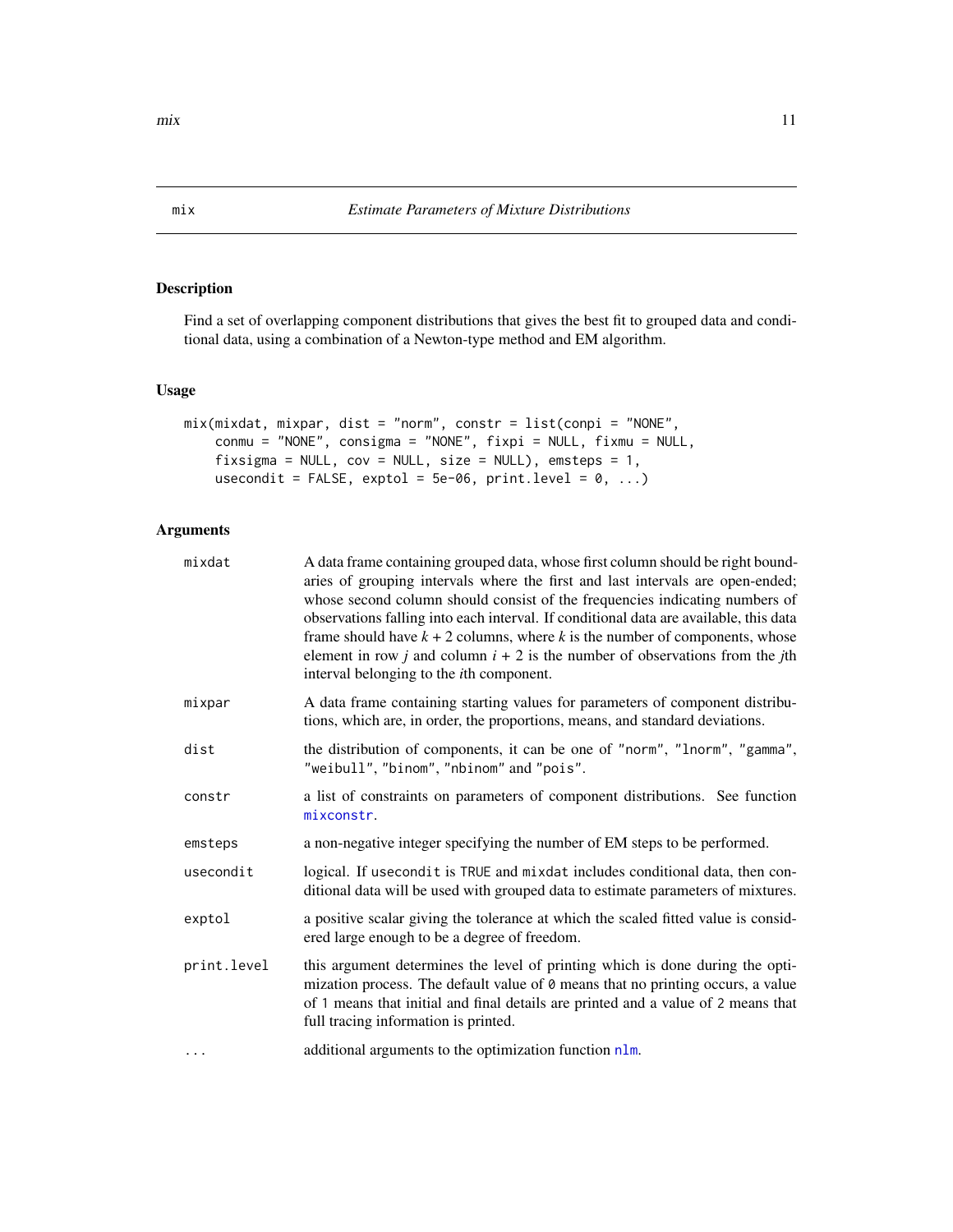## mix — *Estimate Parameters of Mixture Distributions*

### Description

Find a set of overlapping component distributions that gives the best fit to grouped data and conditional data, using a combination of a Newton-type method and EM algorithm.

### Usage

```
mix(mixdat, mixpar, dist = "norm", constr = list(conpi = "NONE",
    conmu = "NONE", consigma = "NONE", fixpi = NULL, fixmu = NULL,
    fixsigma = NULL, cov = NULL, size = NULL), emsteps = 1,
    usecondit = FALSE, exptol = 5e-06, print.level = 0, ...)
```

### Arguments

| Argument | Description |
|---|---|
| `mixdat` | A data frame containing grouped data, whose first column should be right boundaries of grouping intervals where the first and last intervals are open-ended; whose second column should consist of the frequencies indicating numbers of observations falling into each interval. If conditional data are available, this data frame should have $k + 2$ columns, where $k$ is the number of components, whose element in row $j$ and column $i + 2$ is the number of observations from the $j$th interval belonging to the $i$th component. |
| `mixpar` | A data frame containing starting values for parameters of component distributions, which are, in order, the proportions, means, and standard deviations. |
| `dist` | the distribution of components, it can be one of `"norm"`, `"lnorm"`, `"gamma"`, `"weibull"`, `"binom"`, `"nbinom"` and `"pois"`. |
| `constr` | a list of constraints on parameters of component distributions. See function `mixconstr`. |
| `emsteps` | a non-negative integer specifying the number of EM steps to be performed. |
| `usecondit` | logical. If `usecondit` is `TRUE` and `mixdat` includes conditional data, then conditional data will be used with grouped data to estimate parameters of mixtures. |
| `exptol` | a positive scalar giving the tolerance at which the scaled fitted value is considered large enough to be a degree of freedom. |
| `print.level` | this argument determines the level of printing which is done during the optimization process. The default value of `0` means that no printing occurs, a value of `1` means that initial and final details are printed and a value of `2` means that full tracing information is printed. |
| `...` | additional arguments to the optimization function `nlm`. |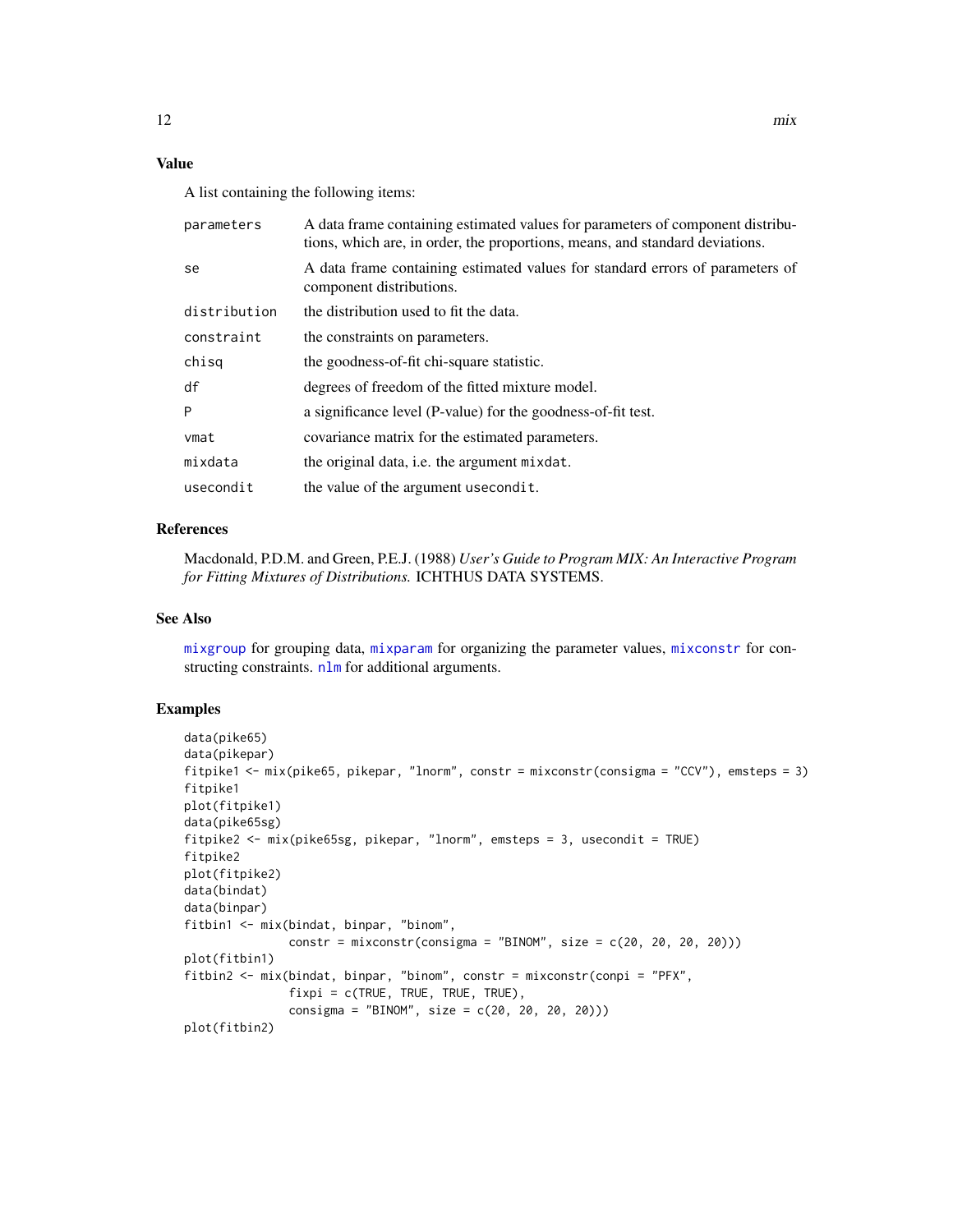## Value

A list containing the following items:

| | |
|---|---|
| parameters | A data frame containing estimated values for parameters of component distributions, which are, in order, the proportions, means, and standard deviations. |
| se | A data frame containing estimated values for standard errors of parameters of component distributions. |
| distribution | the distribution used to fit the data. |
| constraint | the constraints on parameters. |
| chisq | the goodness-of-fit chi-square statistic. |
| df | degrees of freedom of the fitted mixture model. |
| P | a significance level (P-value) for the goodness-of-fit test. |
| vmat | covariance matrix for the estimated parameters. |
| mixdata | the original data, i.e. the argument `mixdat`. |
| usecondit | the value of the argument `usecondit`. |

## References

Macdonald, P.D.M. and Green, P.E.J. (1988) *User's Guide to Program MIX: An Interactive Program for Fitting Mixtures of Distributions.* ICHTHUS DATA SYSTEMS.

## See Also

`mixgroup` for grouping data, `mixparam` for organizing the parameter values, `mixconstr` for constructing constraints. `nlm` for additional arguments.

## Examples

```
data(pike65)
data(pikepar)
fitpike1 <- mix(pike65, pikepar, "lnorm", constr = mixconstr(consigma = "CCV"), emsteps = 3)
fitpike1
plot(fitpike1)
data(pike65sg)
fitpike2 <- mix(pike65sg, pikepar, "lnorm", emsteps = 3, usecondit = TRUE)
fitpike2
plot(fitpike2)
data(bindat)
data(binpar)
fitbin1 <- mix(bindat, binpar, "binom",
               constr = mixconstr(consigma = "BINOM", size = c(20, 20, 20, 20)))
plot(fitbin1)
fitbin2 <- mix(bindat, binpar, "binom", constr = mixconstr(conpi = "PFX",
               fixpi = c(TRUE, TRUE, TRUE, TRUE),
               consigma = "BINOM", size = c(20, 20, 20, 20)))
plot(fitbin2)
```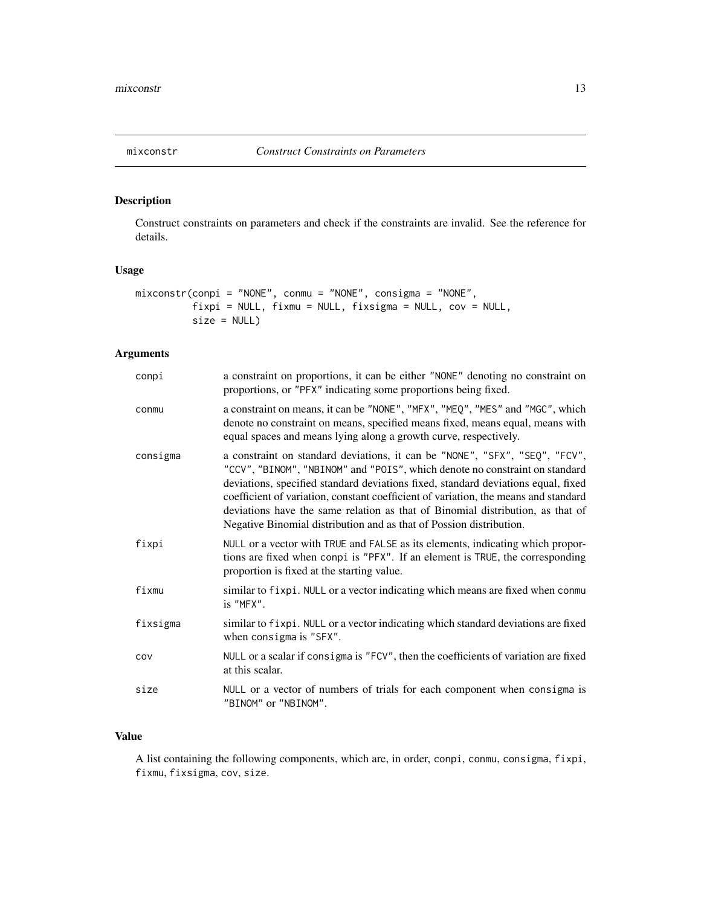## mixconstr — *Construct Constraints on Parameters*

### Description

Construct constraints on parameters and check if the constraints are invalid. See the reference for details.

### Usage

```
mixconstr(conpi = "NONE", conmu = "NONE", consigma = "NONE",
          fixpi = NULL, fixmu = NULL, fixsigma = NULL, cov = NULL,
          size = NULL)
```

### Arguments

| | |
|---|---|
| `conpi` | a constraint on proportions, it can be either `"NONE"` denoting no constraint on proportions, or `"PFX"` indicating some proportions being fixed. |
| `conmu` | a constraint on means, it can be `"NONE"`, `"MFX"`, `"MEQ"`, `"MES"` and `"MGC"`, which denote no constraint on means, specified means fixed, means equal, means with equal spaces and means lying along a growth curve, respectively. |
| `consigma` | a constraint on standard deviations, it can be `"NONE"`, `"SFX"`, `"SEQ"`, `"FCV"`, `"CCV"`, `"BINOM"`, `"NBINOM"` and `"POIS"`, which denote no constraint on standard deviations, specified standard deviations fixed, standard deviations equal, fixed coefficient of variation, constant coefficient of variation, the means and standard deviations have the same relation as that of Binomial distribution, as that of Negative Binomial distribution and as that of Possion distribution. |
| `fixpi` | `NULL` or a vector with `TRUE` and `FALSE` as its elements, indicating which proportions are fixed when `conpi` is `"PFX"`. If an element is `TRUE`, the corresponding proportion is fixed at the starting value. |
| `fixmu` | similar to `fixpi`. `NULL` or a vector indicating which means are fixed when `conmu` is `"MFX"`. |
| `fixsigma` | similar to `fixpi`. `NULL` or a vector indicating which standard deviations are fixed when `consigma` is `"SFX"`. |
| `cov` | `NULL` or a scalar if `consigma` is `"FCV"`, then the coefficients of variation are fixed at this scalar. |
| `size` | `NULL` or a vector of numbers of trials for each component when `consigma` is `"BINOM"` or `"NBINOM"`. |

### Value

A list containing the following components, which are, in order, `conpi`, `conmu`, `consigma`, `fixpi`, `fixmu`, `fixsigma`, `cov`, `size`.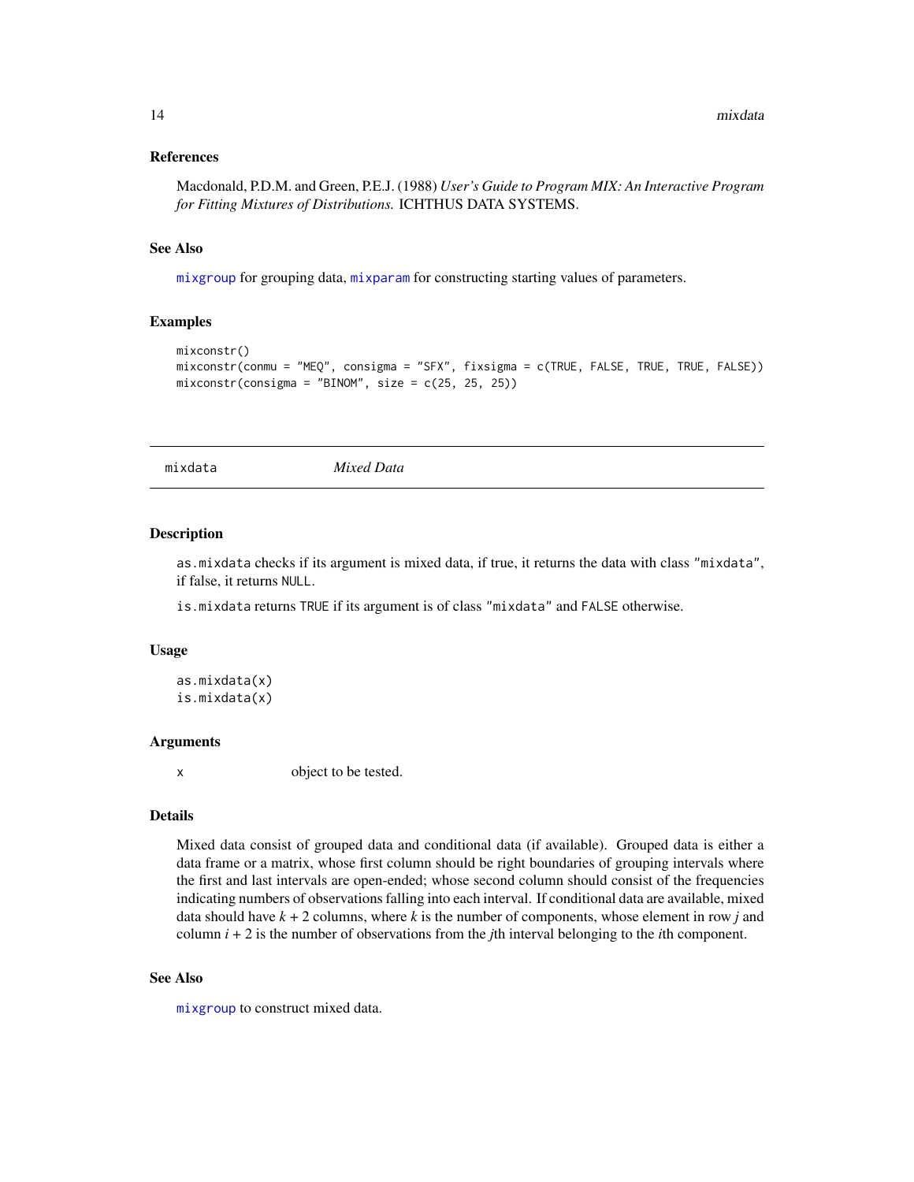### References

Macdonald, P.D.M. and Green, P.E.J. (1988) *User's Guide to Program MIX: An Interactive Program for Fitting Mixtures of Distributions.* ICHTHUS DATA SYSTEMS.

### See Also

`mixgroup` for grouping data, `mixparam` for constructing starting values of parameters.

### Examples

```
mixconstr()
mixconstr(conmu = "MEQ", consigma = "SFX", fixsigma = c(TRUE, FALSE, TRUE, TRUE, FALSE))
mixconstr(consigma = "BINOM", size = c(25, 25, 25))
```

---

## mixdata *Mixed Data*

---

### Description

`as.mixdata` checks if its argument is mixed data, if true, it returns the data with class `"mixdata"`, if false, it returns `NULL`.

`is.mixdata` returns `TRUE` if its argument is of class `"mixdata"` and `FALSE` otherwise.

### Usage

```
as.mixdata(x)
is.mixdata(x)
```

### Arguments

`x` object to be tested.

### Details

Mixed data consist of grouped data and conditional data (if available). Grouped data is either a data frame or a matrix, whose first column should be right boundaries of grouping intervals where the first and last intervals are open-ended; whose second column should consist of the frequencies indicating numbers of observations falling into each interval. If conditional data are available, mixed data should have $k + 2$ columns, where $k$ is the number of components, whose element in row $j$ and column $i + 2$ is the number of observations from the $j$th interval belonging to the $i$th component.

### See Also

`mixgroup` to construct mixed data.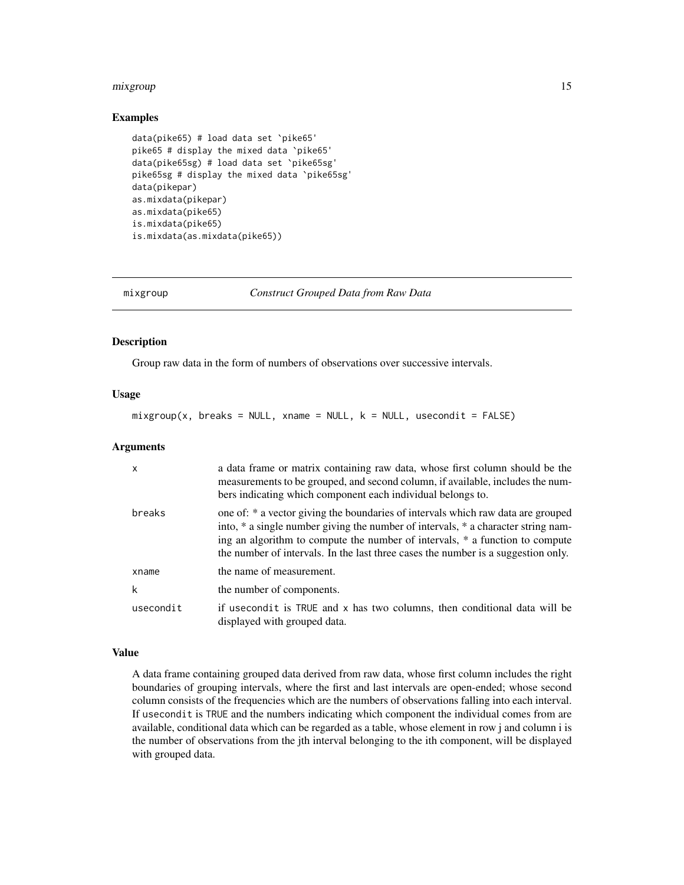## Examples

```
data(pike65) # load data set `pike65'
pike65 # display the mixed data `pike65'
data(pike65sg) # load data set `pike65sg'
pike65sg # display the mixed data `pike65sg'
data(pikepar)
as.mixdata(pikepar)
as.mixdata(pike65)
is.mixdata(pike65)
is.mixdata(as.mixdata(pike65))
```

---

# mixgroup — *Construct Grouped Data from Raw Data*

---

## Description

Group raw data in the form of numbers of observations over successive intervals.

## Usage

```
mixgroup(x, breaks = NULL, xname = NULL, k = NULL, usecondit = FALSE)
```

## Arguments

| | |
|---|---|
| `x` | a data frame or matrix containing raw data, whose first column should be the measurements to be grouped, and second column, if available, includes the numbers indicating which component each individual belongs to. |
| `breaks` | one of: * a vector giving the boundaries of intervals which raw data are grouped into, * a single number giving the number of intervals, * a character string naming an algorithm to compute the number of intervals, * a function to compute the number of intervals. In the last three cases the number is a suggestion only. |
| `xname` | the name of measurement. |
| `k` | the number of components. |
| `usecondit` | if `usecondit` is `TRUE` and `x` has two columns, then conditional data will be displayed with grouped data. |

## Value

A data frame containing grouped data derived from raw data, whose first column includes the right boundaries of grouping intervals, where the first and last intervals are open-ended; whose second column consists of the frequencies which are the numbers of observations falling into each interval. If `usecondit` is `TRUE` and the numbers indicating which component the individual comes from are available, conditional data which can be regarded as a table, whose element in row j and column i is the number of observations from the jth interval belonging to the ith component, will be displayed with grouped data.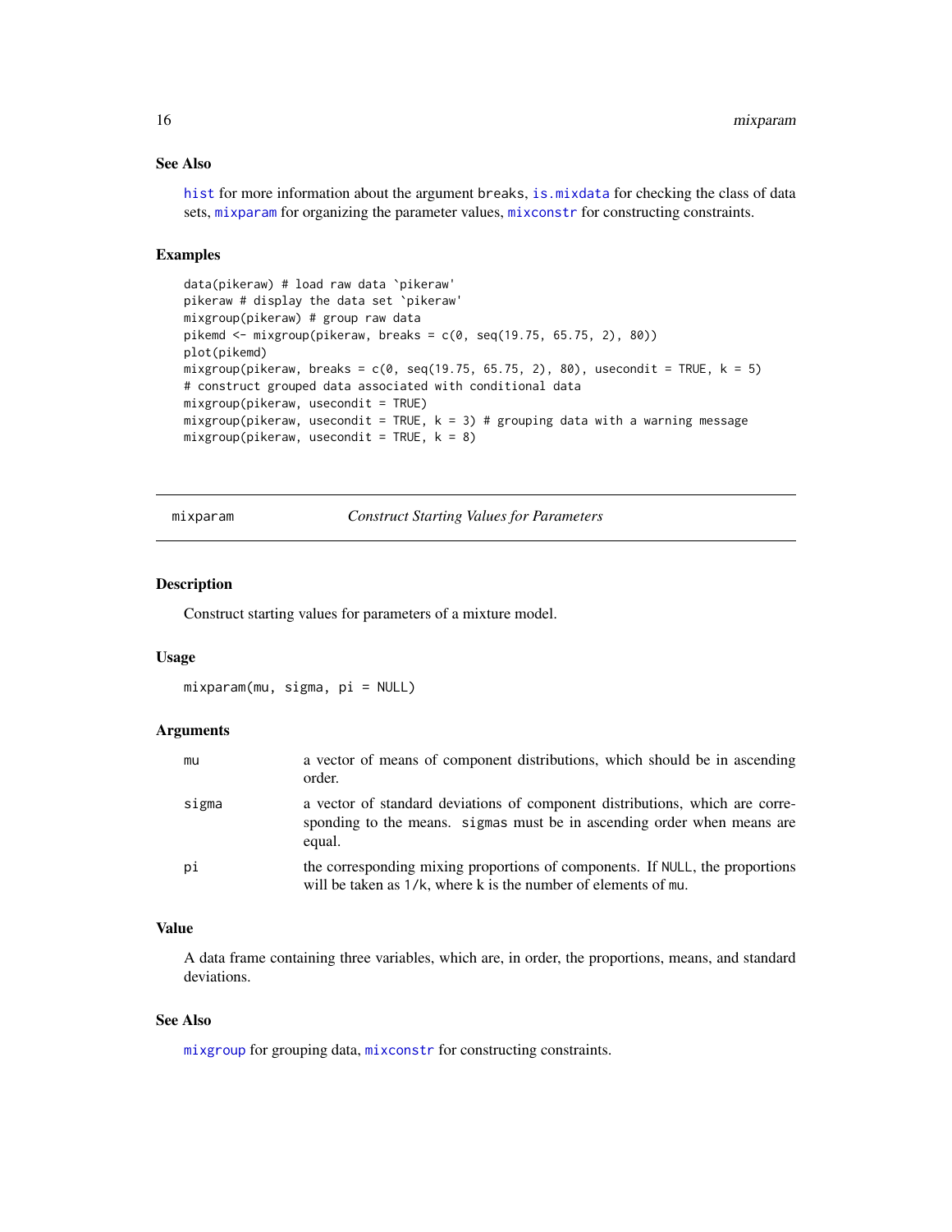## See Also

hist for more information about the argument breaks, is.mixdata for checking the class of data sets, mixparam for organizing the parameter values, mixconstr for constructing constraints.

## Examples

```
data(pikeraw) # load raw data `pikeraw'
pikeraw # display the data set `pikeraw'
mixgroup(pikeraw) # group raw data
pikemd <- mixgroup(pikeraw, breaks = c(0, seq(19.75, 65.75, 2), 80))
plot(pikemd)
mixgroup(pikeraw, breaks = c(0, seq(19.75, 65.75, 2), 80), usecondit = TRUE, k = 5)
# construct grouped data associated with conditional data
mixgroup(pikeraw, usecondit = TRUE)
mixgroup(pikeraw, usecondit = TRUE, k = 3) # grouping data with a warning message
mixgroup(pikeraw, usecondit = TRUE, k = 8)
```

---

# mixparam — *Construct Starting Values for Parameters*

## Description

Construct starting values for parameters of a mixture model.

## Usage

```
mixparam(mu, sigma, pi = NULL)
```

## Arguments

| | |
|---|---|
| mu | a vector of means of component distributions, which should be in ascending order. |
| sigma | a vector of standard deviations of component distributions, which are corresponding to the means. sigmas must be in ascending order when means are equal. |
| pi | the corresponding mixing proportions of components. If NULL, the proportions will be taken as 1/k, where k is the number of elements of mu. |

## Value

A data frame containing three variables, which are, in order, the proportions, means, and standard deviations.

## See Also

mixgroup for grouping data, mixconstr for constructing constraints.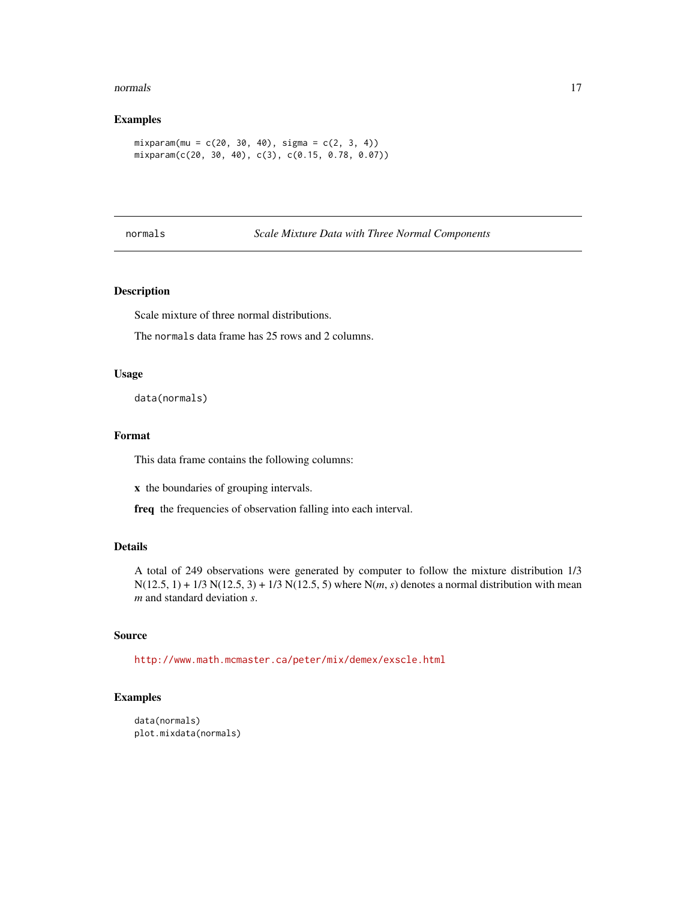### Examples

```
mixparam(mu = c(20, 30, 40), sigma = c(2, 3, 4))
mixparam(c(20, 30, 40), c(3), c(0.15, 0.78, 0.07))
```

---

## normals *Scale Mixture Data with Three Normal Components*

---

### Description

Scale mixture of three normal distributions.

The `normals` data frame has 25 rows and 2 columns.

### Usage

```
data(normals)
```

### Format

This data frame contains the following columns:

**x** the boundaries of grouping intervals.

**freq** the frequencies of observation falling into each interval.

### Details

A total of 249 observations were generated by computer to follow the mixture distribution 1/3 N(12.5, 1) + 1/3 N(12.5, 3) + 1/3 N(12.5, 5) where N(*m*, *s*) denotes a normal distribution with mean *m* and standard deviation *s*.

### Source

http://www.math.mcmaster.ca/peter/mix/demex/exscle.html

### Examples

```
data(normals)
plot.mixdata(normals)
```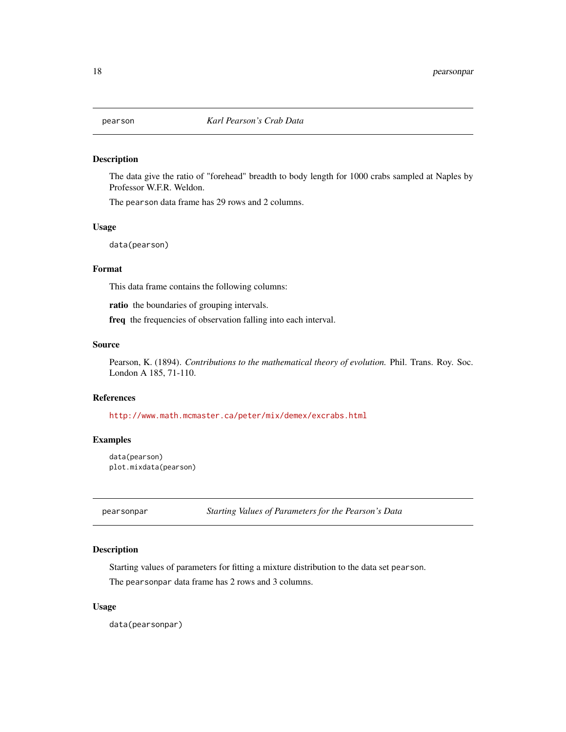## pearson — *Karl Pearson's Crab Data*

### Description

The data give the ratio of "forehead" breadth to body length for 1000 crabs sampled at Naples by Professor W.F.R. Weldon.

The pearson data frame has 29 rows and 2 columns.

### Usage

```
data(pearson)
```

### Format

This data frame contains the following columns:

**ratio** the boundaries of grouping intervals.

**freq** the frequencies of observation falling into each interval.

### Source

Pearson, K. (1894). *Contributions to the mathematical theory of evolution.* Phil. Trans. Roy. Soc. London A 185, 71-110.

### References

http://www.math.mcmaster.ca/peter/mix/demex/excrabs.html

### Examples

```
data(pearson)
plot.mixdata(pearson)
```

## pearsonpar — *Starting Values of Parameters for the Pearson's Data*

### Description

Starting values of parameters for fitting a mixture distribution to the data set pearson.

The pearsonpar data frame has 2 rows and 3 columns.

### Usage

```
data(pearsonpar)
```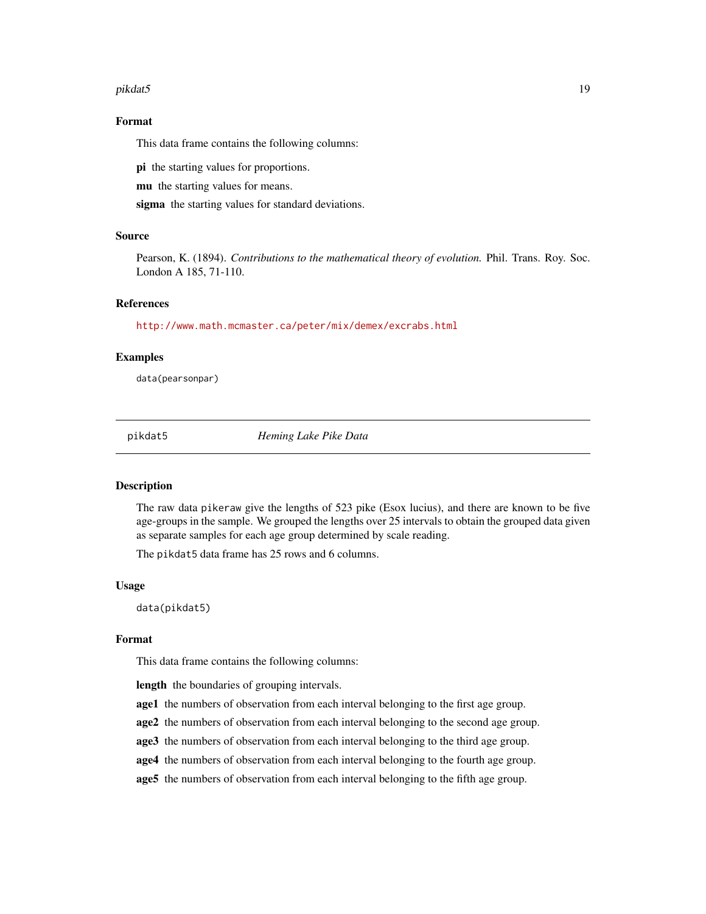### Format

This data frame contains the following columns:

**pi** the starting values for proportions.

**mu** the starting values for means.

**sigma** the starting values for standard deviations.

### Source

Pearson, K. (1894). *Contributions to the mathematical theory of evolution.* Phil. Trans. Roy. Soc. London A 185, 71-110.

### References

http://www.math.mcmaster.ca/peter/mix/demex/excrabs.html

### Examples

```
data(pearsonpar)
```

---

## pikdat5 — *Heming Lake Pike Data*

---

### Description

The raw data `pikeraw` give the lengths of 523 pike (Esox lucius), and there are known to be five age-groups in the sample. We grouped the lengths over 25 intervals to obtain the grouped data given as separate samples for each age group determined by scale reading.

The `pikdat5` data frame has 25 rows and 6 columns.

### Usage

```
data(pikdat5)
```

### Format

This data frame contains the following columns:

**length** the boundaries of grouping intervals.

**age1** the numbers of observation from each interval belonging to the first age group.

**age2** the numbers of observation from each interval belonging to the second age group.

**age3** the numbers of observation from each interval belonging to the third age group.

**age4** the numbers of observation from each interval belonging to the fourth age group.

**age5** the numbers of observation from each interval belonging to the fifth age group.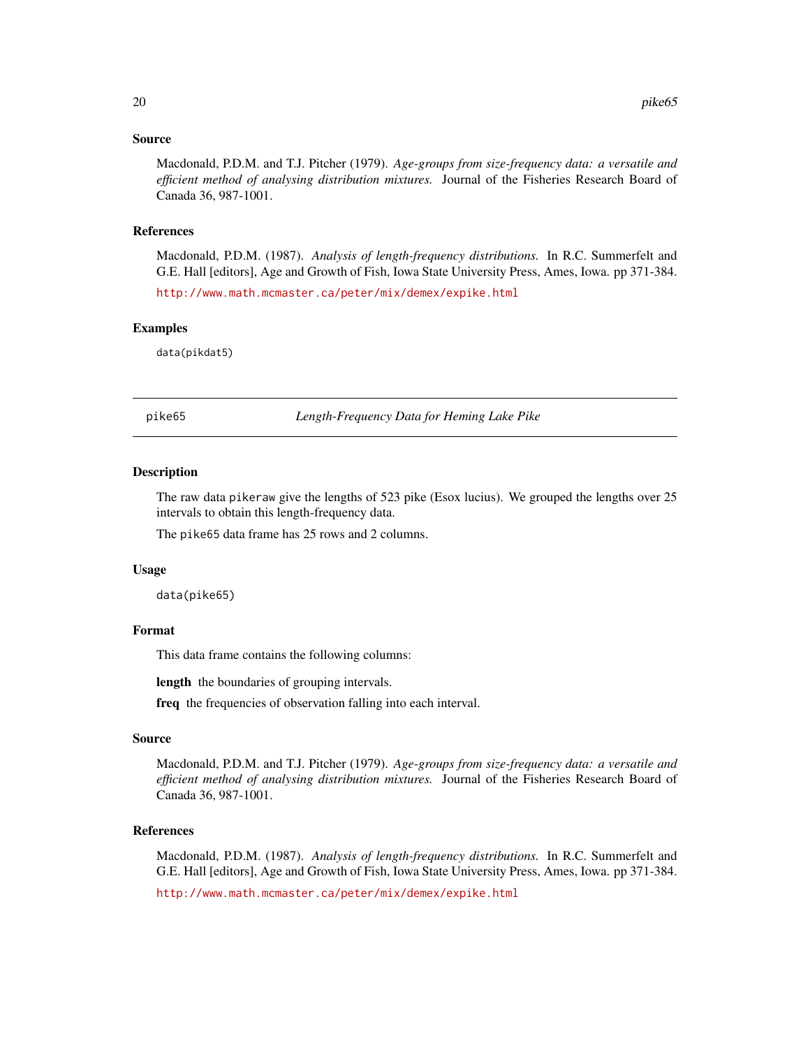### Source

Macdonald, P.D.M. and T.J. Pitcher (1979). *Age-groups from size-frequency data: a versatile and efficient method of analysing distribution mixtures.* Journal of the Fisheries Research Board of Canada 36, 987-1001.

### References

Macdonald, P.D.M. (1987). *Analysis of length-frequency distributions.* In R.C. Summerfelt and G.E. Hall [editors], Age and Growth of Fish, Iowa State University Press, Ames, Iowa. pp 371-384.

http://www.math.mcmaster.ca/peter/mix/demex/expike.html

### Examples

```
data(pikdat5)
```

---

## pike65 — *Length-Frequency Data for Heming Lake Pike*

### Description

The raw data `pikeraw` give the lengths of 523 pike (Esox lucius). We grouped the lengths over 25 intervals to obtain this length-frequency data.

The `pike65` data frame has 25 rows and 2 columns.

### Usage

```
data(pike65)
```

### Format

This data frame contains the following columns:

**length** the boundaries of grouping intervals.

**freq** the frequencies of observation falling into each interval.

### Source

Macdonald, P.D.M. and T.J. Pitcher (1979). *Age-groups from size-frequency data: a versatile and efficient method of analysing distribution mixtures.* Journal of the Fisheries Research Board of Canada 36, 987-1001.

### References

Macdonald, P.D.M. (1987). *Analysis of length-frequency distributions.* In R.C. Summerfelt and G.E. Hall [editors], Age and Growth of Fish, Iowa State University Press, Ames, Iowa. pp 371-384.

http://www.math.mcmaster.ca/peter/mix/demex/expike.html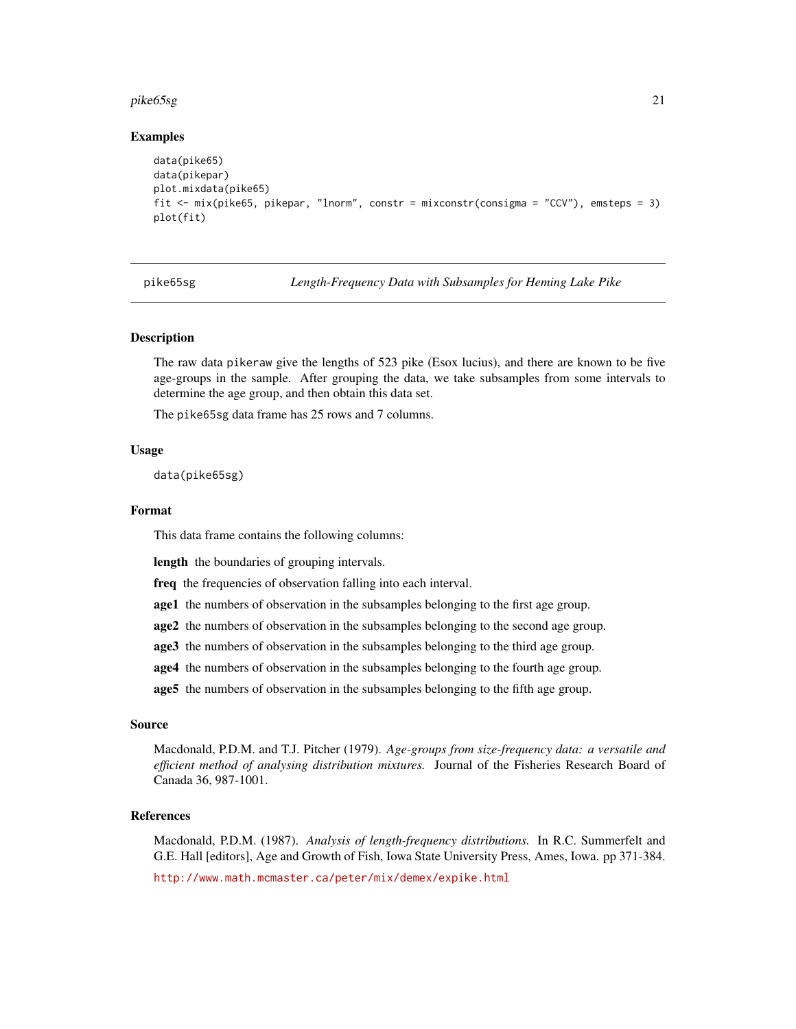### Examples

```
data(pike65)
data(pikepar)
plot.mixdata(pike65)
fit <- mix(pike65, pikepar, "lnorm", constr = mixconstr(consigma = "CCV"), emsteps = 3)
plot(fit)
```

---

## pike65sg — *Length-Frequency Data with Subsamples for Heming Lake Pike*

### Description

The raw data pikeraw give the lengths of 523 pike (Esox lucius), and there are known to be five age-groups in the sample. After grouping the data, we take subsamples from some intervals to determine the age group, and then obtain this data set.

The pike65sg data frame has 25 rows and 7 columns.

### Usage

```
data(pike65sg)
```

### Format

This data frame contains the following columns:

**length** the boundaries of grouping intervals.

**freq** the frequencies of observation falling into each interval.

**age1** the numbers of observation in the subsamples belonging to the first age group.

**age2** the numbers of observation in the subsamples belonging to the second age group.

**age3** the numbers of observation in the subsamples belonging to the third age group.

**age4** the numbers of observation in the subsamples belonging to the fourth age group.

**age5** the numbers of observation in the subsamples belonging to the fifth age group.

### Source

Macdonald, P.D.M. and T.J. Pitcher (1979). *Age-groups from size-frequency data: a versatile and efficient method of analysing distribution mixtures.* Journal of the Fisheries Research Board of Canada 36, 987-1001.

### References

Macdonald, P.D.M. (1987). *Analysis of length-frequency distributions.* In R.C. Summerfelt and G.E. Hall [editors], Age and Growth of Fish, Iowa State University Press, Ames, Iowa. pp 371-384.

http://www.math.mcmaster.ca/peter/mix/demex/expike.html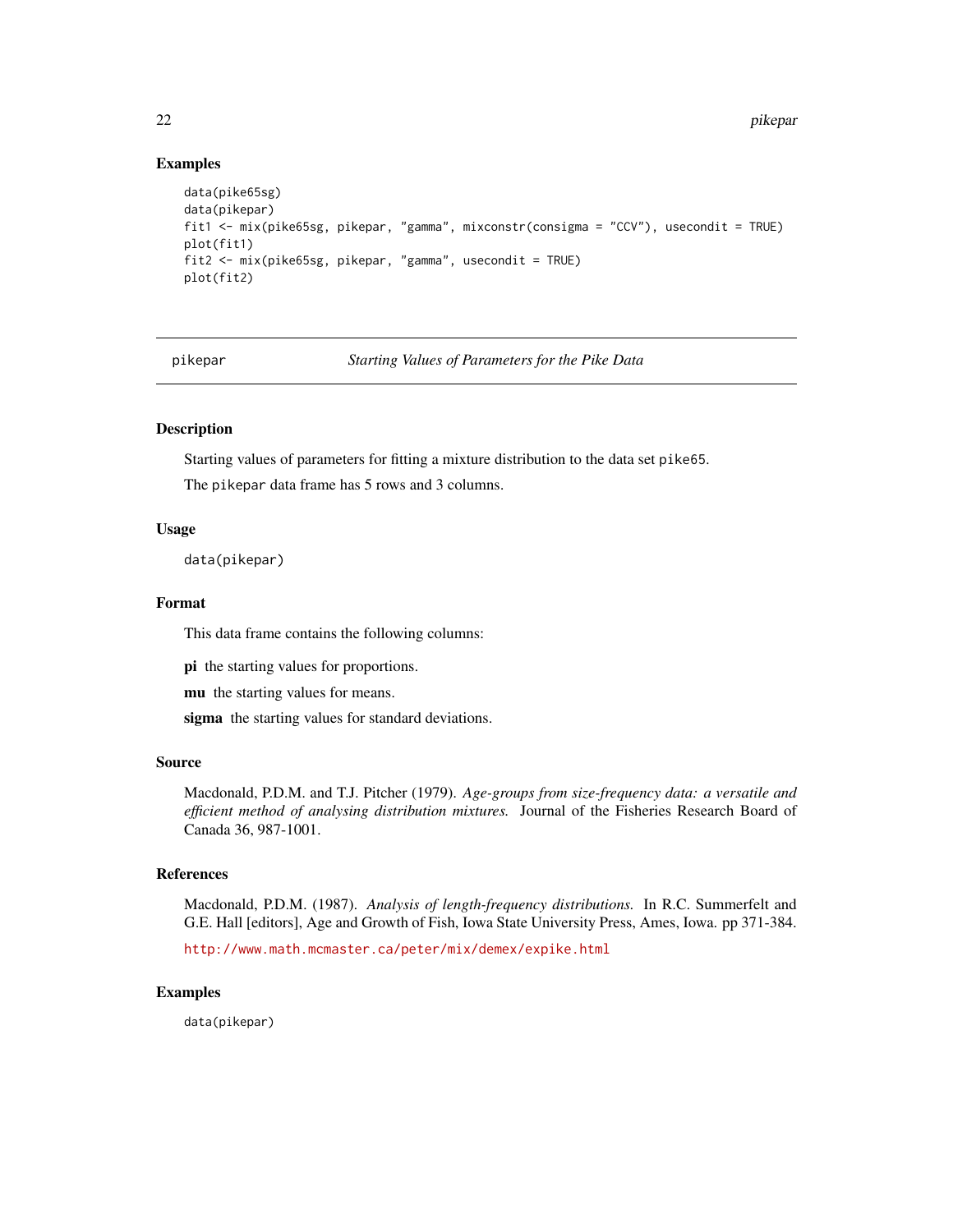## Examples

```
data(pike65sg)
data(pikepar)
fit1 <- mix(pike65sg, pikepar, "gamma", mixconstr(consigma = "CCV"), usecondit = TRUE)
plot(fit1)
fit2 <- mix(pike65sg, pikepar, "gamma", usecondit = TRUE)
plot(fit2)
```

---

# pikepar — *Starting Values of Parameters for the Pike Data*

## Description

Starting values of parameters for fitting a mixture distribution to the data set `pike65`.

The `pikepar` data frame has 5 rows and 3 columns.

## Usage

```
data(pikepar)
```

## Format

This data frame contains the following columns:

**pi** the starting values for proportions.

**mu** the starting values for means.

**sigma** the starting values for standard deviations.

## Source

Macdonald, P.D.M. and T.J. Pitcher (1979). *Age-groups from size-frequency data: a versatile and efficient method of analysing distribution mixtures.* Journal of the Fisheries Research Board of Canada 36, 987-1001.

## References

Macdonald, P.D.M. (1987). *Analysis of length-frequency distributions.* In R.C. Summerfelt and G.E. Hall [editors], Age and Growth of Fish, Iowa State University Press, Ames, Iowa. pp 371-384.

http://www.math.mcmaster.ca/peter/mix/demex/expike.html

## Examples

```
data(pikepar)
```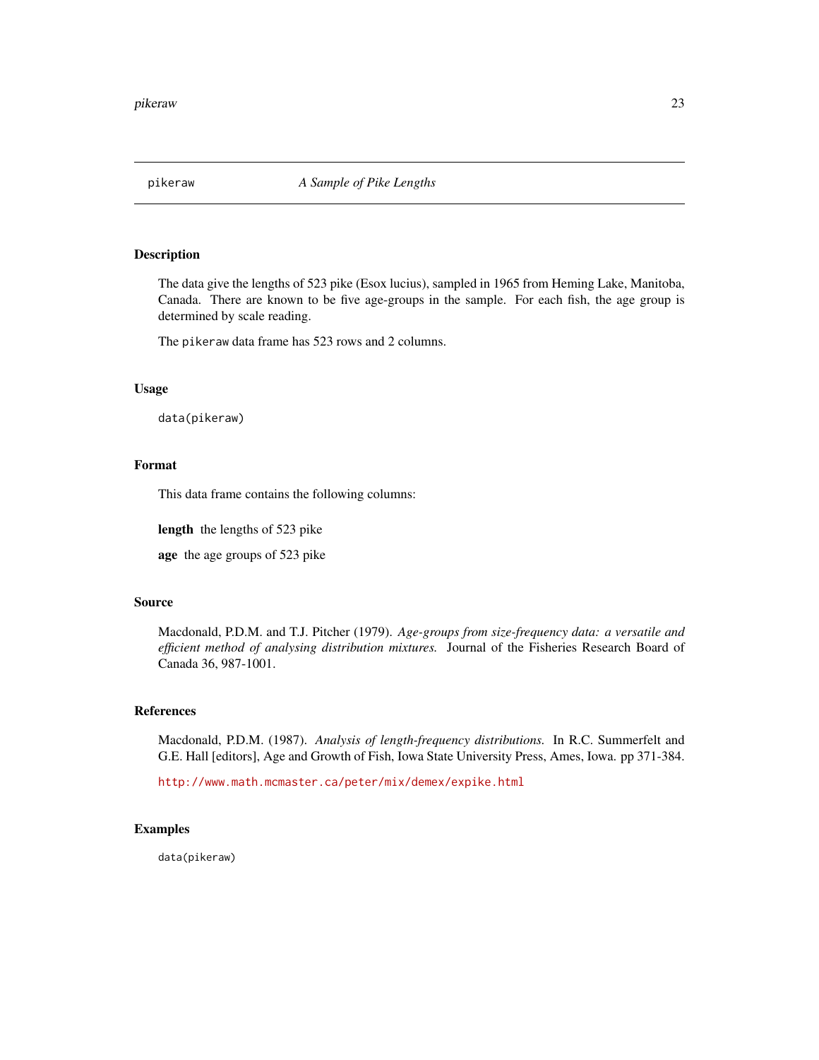pikeraw *A Sample of Pike Lengths*

## Description

The data give the lengths of 523 pike (Esox lucius), sampled in 1965 from Heming Lake, Manitoba, Canada. There are known to be five age-groups in the sample. For each fish, the age group is determined by scale reading.

The `pikeraw` data frame has 523 rows and 2 columns.

## Usage

```
data(pikeraw)
```

## Format

This data frame contains the following columns:

**length** the lengths of 523 pike

**age** the age groups of 523 pike

## Source

Macdonald, P.D.M. and T.J. Pitcher (1979). *Age-groups from size-frequency data: a versatile and efficient method of analysing distribution mixtures.* Journal of the Fisheries Research Board of Canada 36, 987-1001.

## References

Macdonald, P.D.M. (1987). *Analysis of length-frequency distributions.* In R.C. Summerfelt and G.E. Hall [editors], Age and Growth of Fish, Iowa State University Press, Ames, Iowa. pp 371-384.

http://www.math.mcmaster.ca/peter/mix/demex/expike.html

## Examples

```
data(pikeraw)
```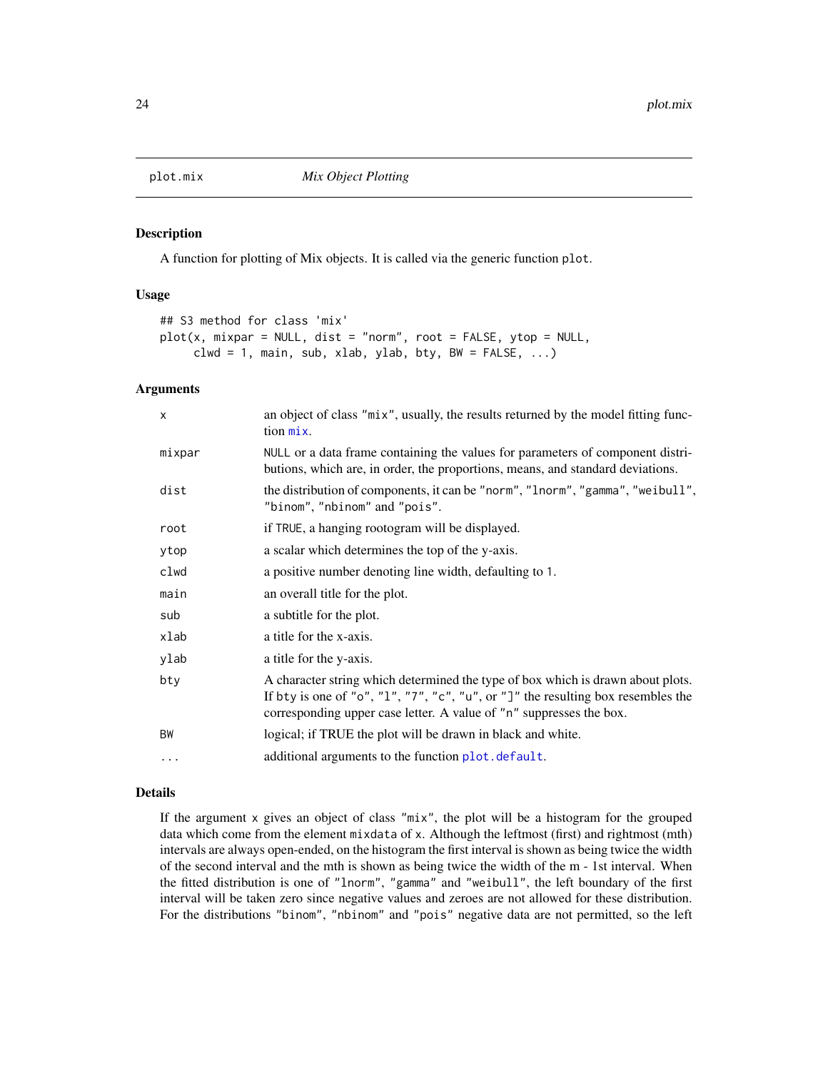plot.mix — *Mix Object Plotting*

## Description

A function for plotting of Mix objects. It is called via the generic function `plot`.

## Usage

```
## S3 method for class 'mix'
plot(x, mixpar = NULL, dist = "norm", root = FALSE, ytop = NULL,
     clwd = 1, main, sub, xlab, ylab, bty, BW = FALSE, ...)
```

## Arguments

| | |
|---|---|
| `x` | an object of class `"mix"`, usually, the results returned by the model fitting function `mix`. |
| `mixpar` | `NULL` or a data frame containing the values for parameters of component distributions, which are, in order, the proportions, means, and standard deviations. |
| `dist` | the distribution of components, it can be `"norm"`, `"lnorm"`, `"gamma"`, `"weibull"`, `"binom"`, `"nbinom"` and `"pois"`. |
| `root` | if `TRUE`, a hanging rootogram will be displayed. |
| `ytop` | a scalar which determines the top of the y-axis. |
| `clwd` | a positive number denoting line width, defaulting to 1. |
| `main` | an overall title for the plot. |
| `sub` | a subtitle for the plot. |
| `xlab` | a title for the x-axis. |
| `ylab` | a title for the y-axis. |
| `bty` | A character string which determined the type of box which is drawn about plots. If `bty` is one of `"o"`, `"l"`, `"7"`, `"c"`, `"u"`, or `"]"` the resulting box resembles the corresponding upper case letter. A value of `"n"` suppresses the box. |
| `BW` | logical; if TRUE the plot will be drawn in black and white. |
| `...` | additional arguments to the function `plot.default`. |

## Details

If the argument `x` gives an object of class `"mix"`, the plot will be a histogram for the grouped data which come from the element `mixdata` of `x`. Although the leftmost (first) and rightmost (mth) intervals are always open-ended, on the histogram the first interval is shown as being twice the width of the second interval and the mth is shown as being twice the width of the m - 1st interval. When the fitted distribution is one of `"lnorm"`, `"gamma"` and `"weibull"`, the left boundary of the first interval will be taken zero since negative values and zeroes are not allowed for these distribution. For the distributions `"binom"`, `"nbinom"` and `"pois"` negative data are not permitted, so the left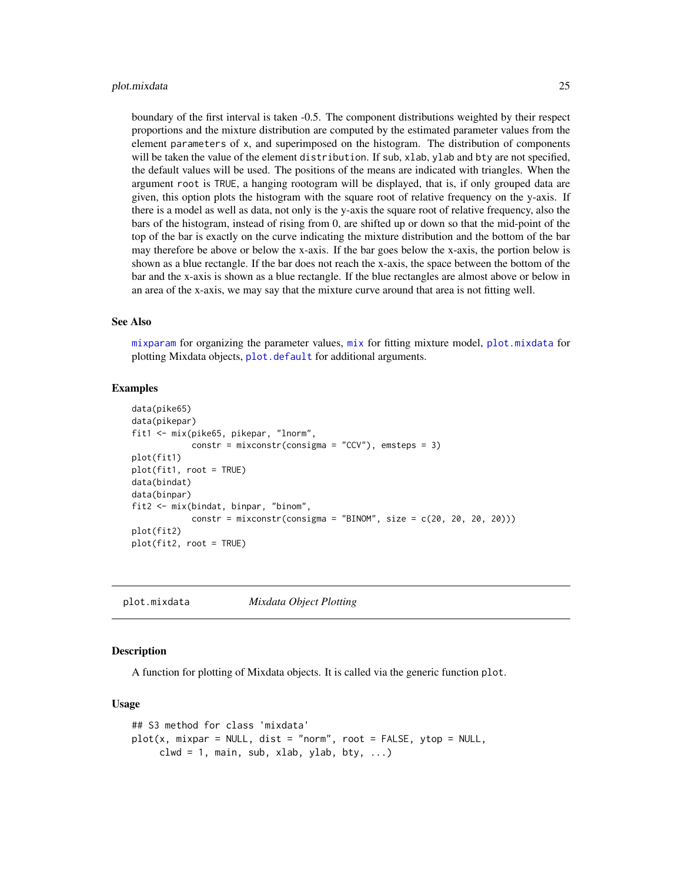boundary of the first interval is taken -0.5. The component distributions weighted by their respect proportions and the mixture distribution are computed by the estimated parameter values from the element `parameters` of `x`, and superimposed on the histogram. The distribution of components will be taken the value of the element `distribution`. If `sub`, `xlab`, `ylab` and `bty` are not specified, the default values will be used. The positions of the means are indicated with triangles. When the argument `root` is `TRUE`, a hanging rootogram will be displayed, that is, if only grouped data are given, this option plots the histogram with the square root of relative frequency on the y-axis. If there is a model as well as data, not only is the y-axis the square root of relative frequency, also the bars of the histogram, instead of rising from 0, are shifted up or down so that the mid-point of the top of the bar is exactly on the curve indicating the mixture distribution and the bottom of the bar may therefore be above or below the x-axis. If the bar goes below the x-axis, the portion below is shown as a blue rectangle. If the bar does not reach the x-axis, the space between the bottom of the bar and the x-axis is shown as a blue rectangle. If the blue rectangles are almost above or below in an area of the x-axis, we may say that the mixture curve around that area is not fitting well.

### See Also

`mixparam` for organizing the parameter values, `mix` for fitting mixture model, `plot.mixdata` for plotting Mixdata objects, `plot.default` for additional arguments.

### Examples

```
data(pike65)
data(pikepar)
fit1 <- mix(pike65, pikepar, "lnorm",
            constr = mixconstr(consigma = "CCV"), emsteps = 3)
plot(fit1)
plot(fit1, root = TRUE)
data(bindat)
data(binpar)
fit2 <- mix(bindat, binpar, "binom",
            constr = mixconstr(consigma = "BINOM", size = c(20, 20, 20, 20)))
plot(fit2)
plot(fit2, root = TRUE)
```

---

## plot.mixdata    *Mixdata Object Plotting*

### Description

A function for plotting of Mixdata objects. It is called via the generic function `plot`.

### Usage

```
## S3 method for class 'mixdata'
plot(x, mixpar = NULL, dist = "norm", root = FALSE, ytop = NULL,
     clwd = 1, main, sub, xlab, ylab, bty, ...)
```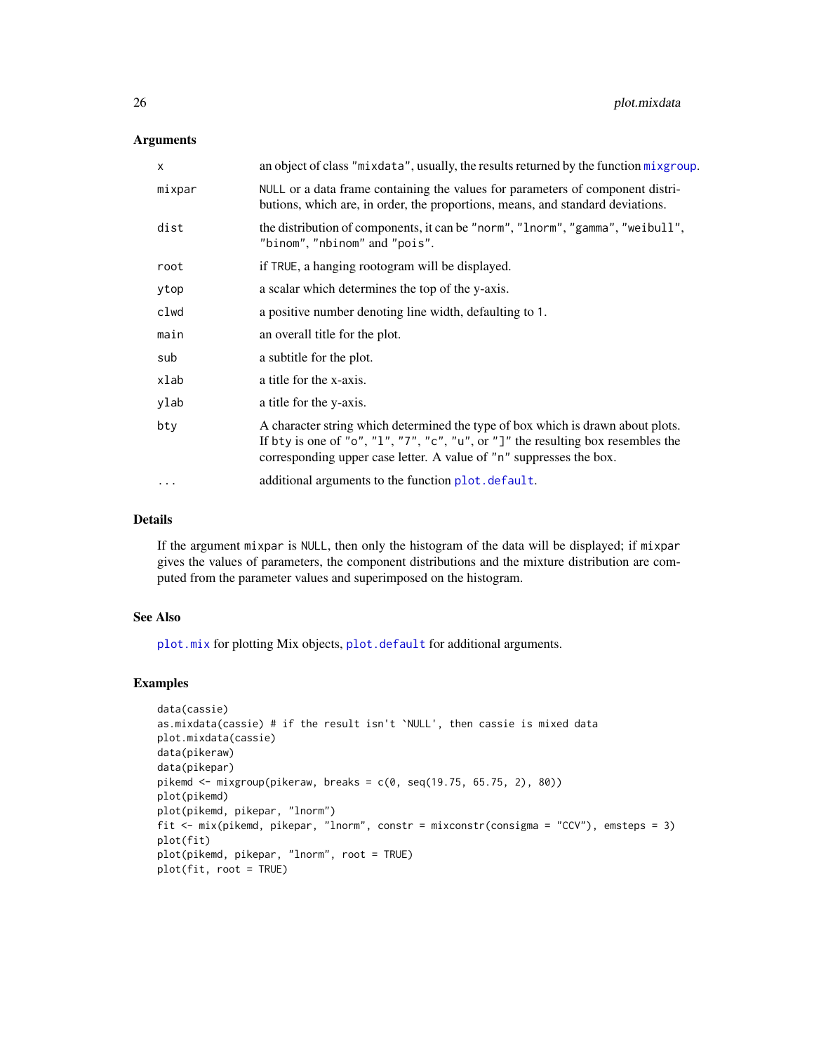### Arguments

| | |
|---|---|
| x | an object of class "mixdata", usually, the results returned by the function mixgroup. |
| mixpar | NULL or a data frame containing the values for parameters of component distributions, which are, in order, the proportions, means, and standard deviations. |
| dist | the distribution of components, it can be "norm", "lnorm", "gamma", "weibull", "binom", "nbinom" and "pois". |
| root | if TRUE, a hanging rootogram will be displayed. |
| ytop | a scalar which determines the top of the y-axis. |
| clwd | a positive number denoting line width, defaulting to 1. |
| main | an overall title for the plot. |
| sub | a subtitle for the plot. |
| xlab | a title for the x-axis. |
| ylab | a title for the y-axis. |
| bty | A character string which determined the type of box which is drawn about plots. If bty is one of "o", "l", "7", "c", "u", or "]" the resulting box resembles the corresponding upper case letter. A value of "n" suppresses the box. |
| ... | additional arguments to the function plot.default. |

### Details

If the argument mixpar is NULL, then only the histogram of the data will be displayed; if mixpar gives the values of parameters, the component distributions and the mixture distribution are computed from the parameter values and superimposed on the histogram.

### See Also

plot.mix for plotting Mix objects, plot.default for additional arguments.

### Examples

```
data(cassie)
as.mixdata(cassie) # if the result isn't `NULL', then cassie is mixed data
plot.mixdata(cassie)
data(pikeraw)
data(pikepar)
pikemd <- mixgroup(pikeraw, breaks = c(0, seq(19.75, 65.75, 2), 80))
plot(pikemd)
plot(pikemd, pikepar, "lnorm")
fit <- mix(pikemd, pikepar, "lnorm", constr = mixconstr(consigma = "CCV"), emsteps = 3)
plot(fit)
plot(pikemd, pikepar, "lnorm", root = TRUE)
plot(fit, root = TRUE)
```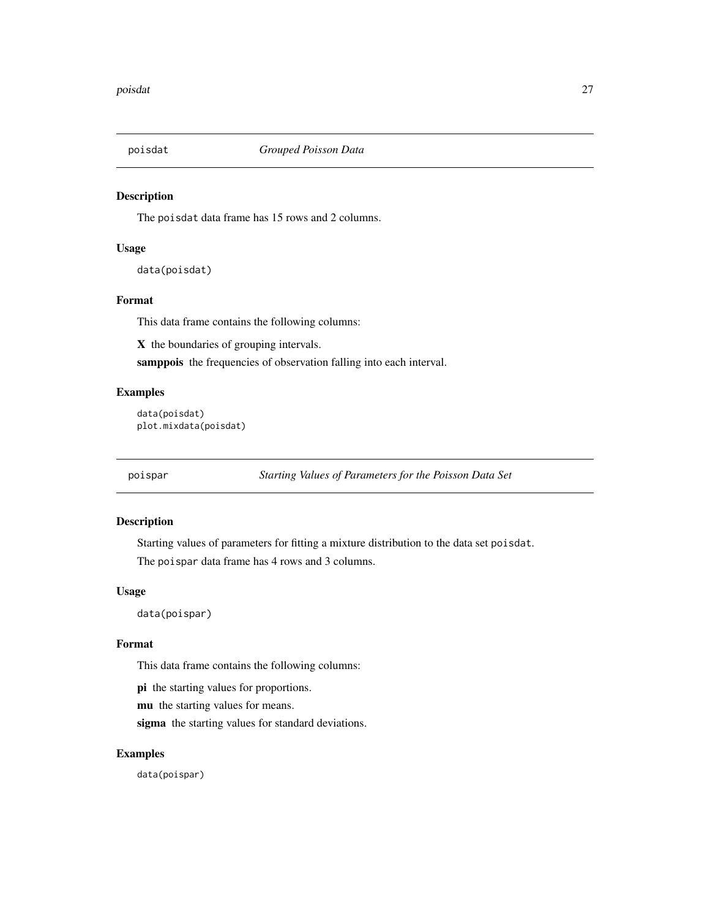## poisdat — *Grouped Poisson Data*

### Description

The `poisdat` data frame has 15 rows and 2 columns.

### Usage

```
data(poisdat)
```

### Format

This data frame contains the following columns:

**X** the boundaries of grouping intervals.

**samppois** the frequencies of observation falling into each interval.

### Examples

```
data(poisdat)
plot.mixdata(poisdat)
```

## poispar — *Starting Values of Parameters for the Poisson Data Set*

### Description

Starting values of parameters for fitting a mixture distribution to the data set `poisdat`.

The `poispar` data frame has 4 rows and 3 columns.

### Usage

```
data(poispar)
```

### Format

This data frame contains the following columns:

**pi** the starting values for proportions.

**mu** the starting values for means.

**sigma** the starting values for standard deviations.

### Examples

```
data(poispar)
```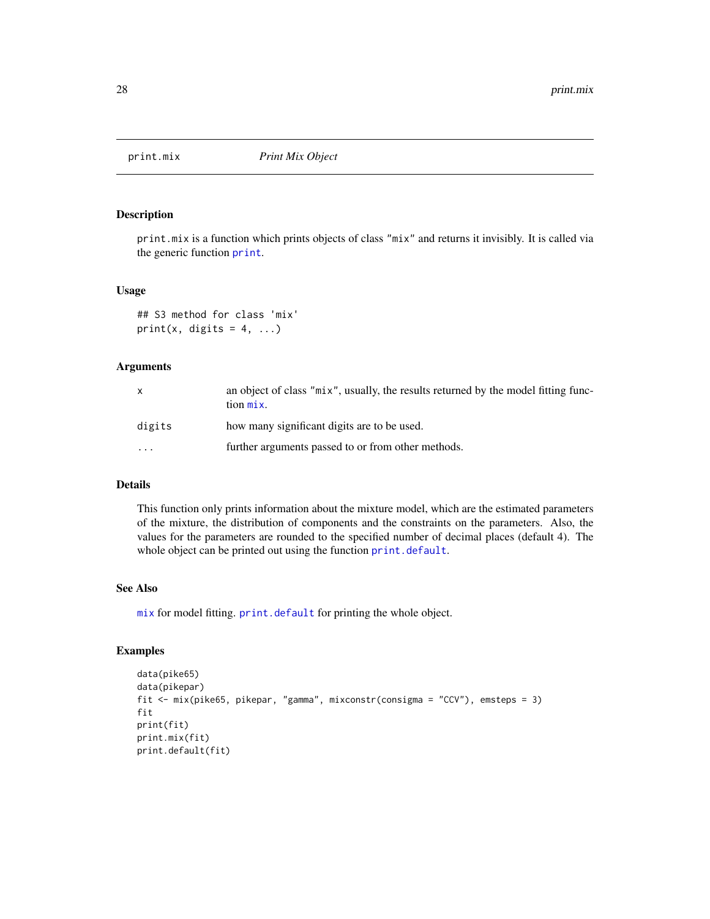# print.mix — *Print Mix Object*

## Description

`print.mix` is a function which prints objects of class `"mix"` and returns it invisibly. It is called via the generic function `print`.

## Usage

```
## S3 method for class 'mix'
print(x, digits = 4, ...)
```

## Arguments

| | |
|---|---|
| `x` | an object of class `"mix"`, usually, the results returned by the model fitting function `mix`. |
| `digits` | how many significant digits are to be used. |
| `...` | further arguments passed to or from other methods. |

## Details

This function only prints information about the mixture model, which are the estimated parameters of the mixture, the distribution of components and the constraints on the parameters. Also, the values for the parameters are rounded to the specified number of decimal places (default 4). The whole object can be printed out using the function `print.default`.

## See Also

`mix` for model fitting. `print.default` for printing the whole object.

## Examples

```
data(pike65)
data(pikepar)
fit <- mix(pike65, pikepar, "gamma", mixconstr(consigma = "CCV"), emsteps = 3)
fit
print(fit)
print.mix(fit)
print.default(fit)
```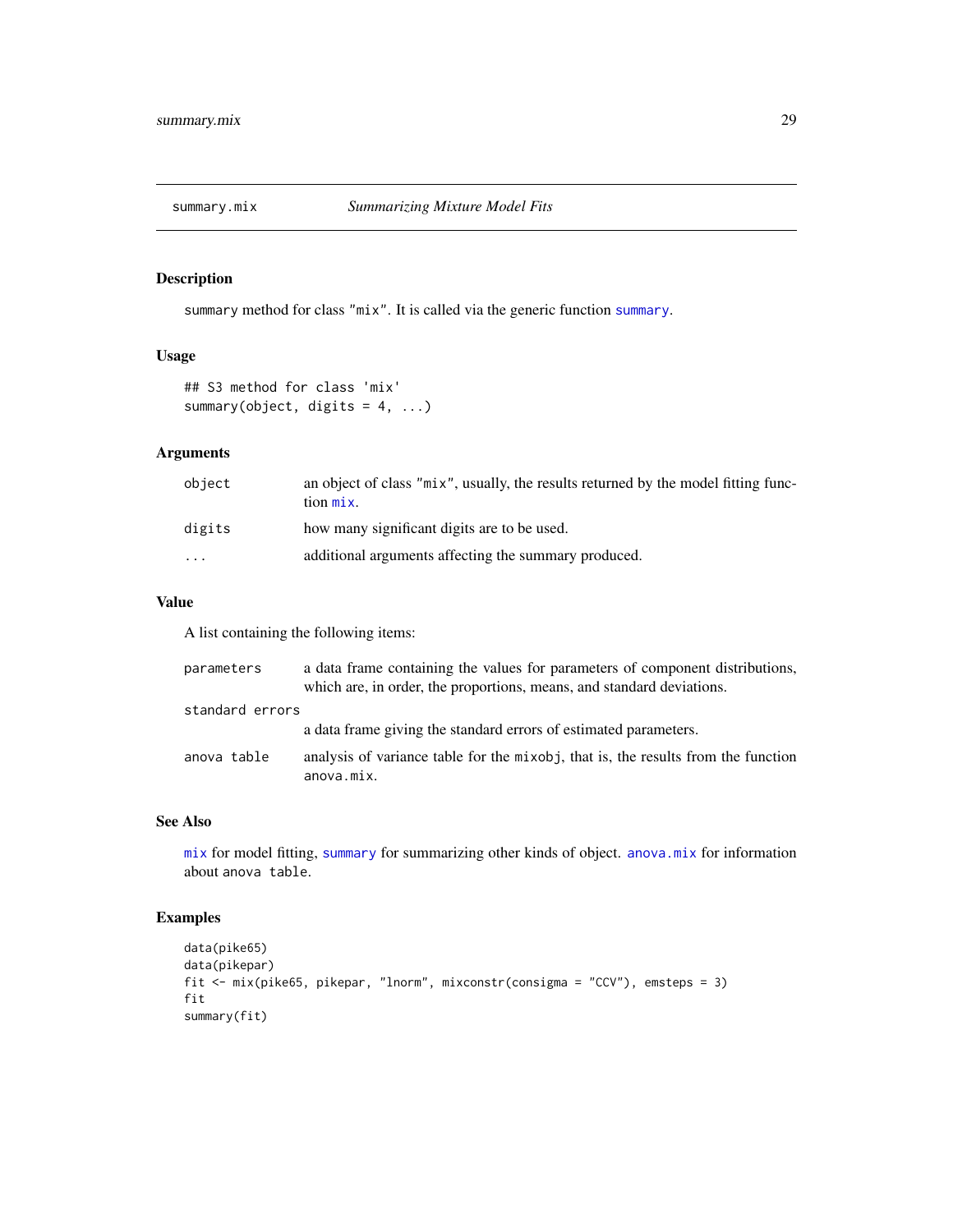# summary.mix — *Summarizing Mixture Model Fits*

## Description

`summary` method for class `"mix"`. It is called via the generic function `summary`.

## Usage

```
## S3 method for class 'mix'
summary(object, digits = 4, ...)
```

## Arguments

- `object` — an object of class `"mix"`, usually, the results returned by the model fitting function `mix`.
- `digits` — how many significant digits are to be used.
- `...` — additional arguments affecting the summary produced.

## Value

A list containing the following items:

- `parameters` — a data frame containing the values for parameters of component distributions, which are, in order, the proportions, means, and standard deviations.
- `standard errors` — a data frame giving the standard errors of estimated parameters.
- `anova table` — analysis of variance table for the `mixobj`, that is, the results from the function `anova.mix`.

## See Also

`mix` for model fitting, `summary` for summarizing other kinds of object. `anova.mix` for information about `anova table`.

## Examples

```
data(pike65)
data(pikepar)
fit <- mix(pike65, pikepar, "lnorm", mixconstr(consigma = "CCV"), emsteps = 3)
fit
summary(fit)
```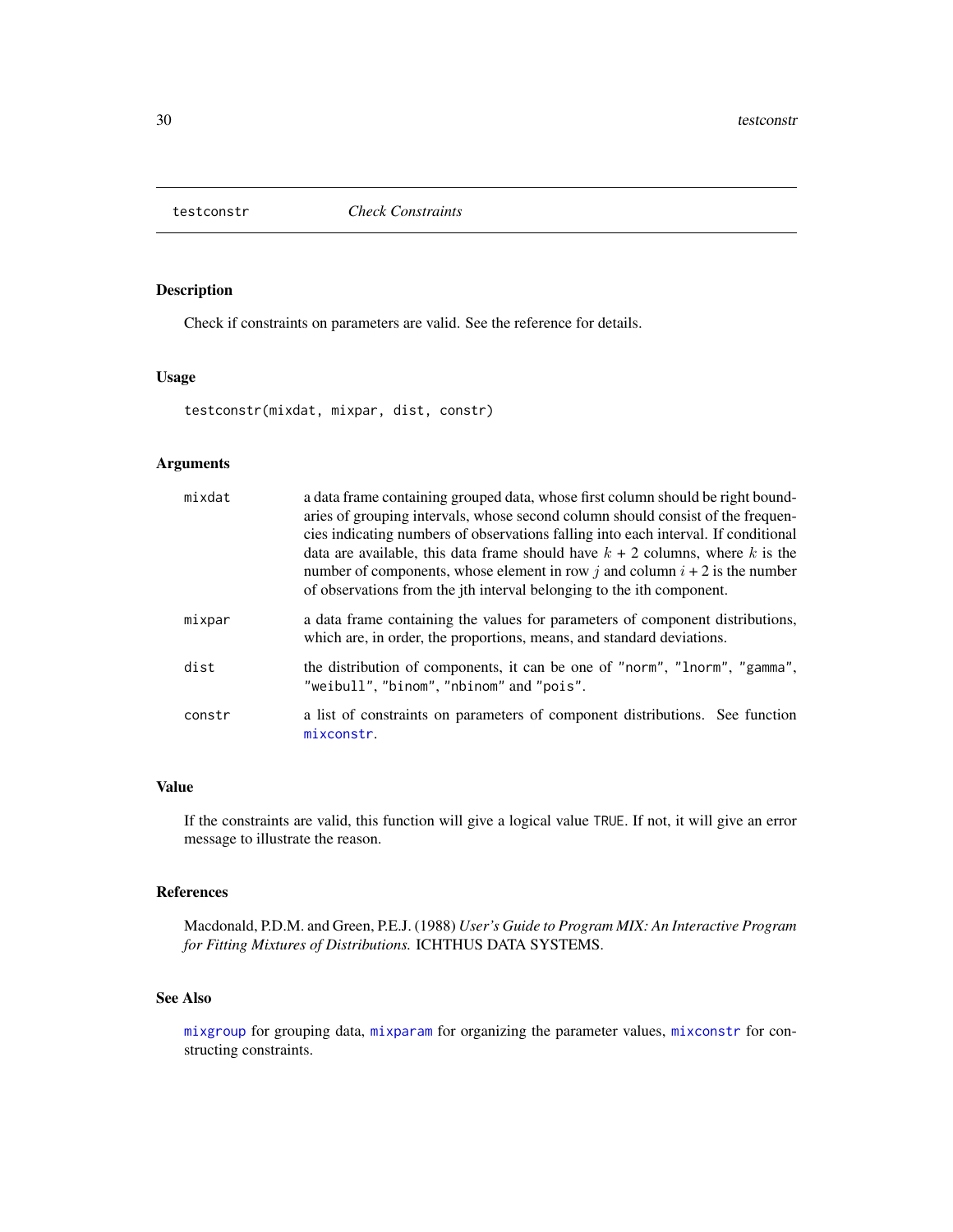## testconstr *Check Constraints*

### Description

Check if constraints on parameters are valid. See the reference for details.

### Usage

```
testconstr(mixdat, mixpar, dist, constr)
```

### Arguments

| | |
|---|---|
| mixdat | a data frame containing grouped data, whose first column should be right boundaries of grouping intervals, whose second column should consist of the frequencies indicating numbers of observations falling into each interval. If conditional data are available, this data frame should have $k + 2$ columns, where $k$ is the number of components, whose element in row $j$ and column $i + 2$ is the number of observations from the jth interval belonging to the ith component. |
| mixpar | a data frame containing the values for parameters of component distributions, which are, in order, the proportions, means, and standard deviations. |
| dist | the distribution of components, it can be one of "norm", "lnorm", "gamma", "weibull", "binom", "nbinom" and "pois". |
| constr | a list of constraints on parameters of component distributions. See function mixconstr. |

### Value

If the constraints are valid, this function will give a logical value TRUE. If not, it will give an error message to illustrate the reason.

### References

Macdonald, P.D.M. and Green, P.E.J. (1988) *User's Guide to Program MIX: An Interactive Program for Fitting Mixtures of Distributions.* ICHTHUS DATA SYSTEMS.

### See Also

mixgroup for grouping data, mixparam for organizing the parameter values, mixconstr for constructing constraints.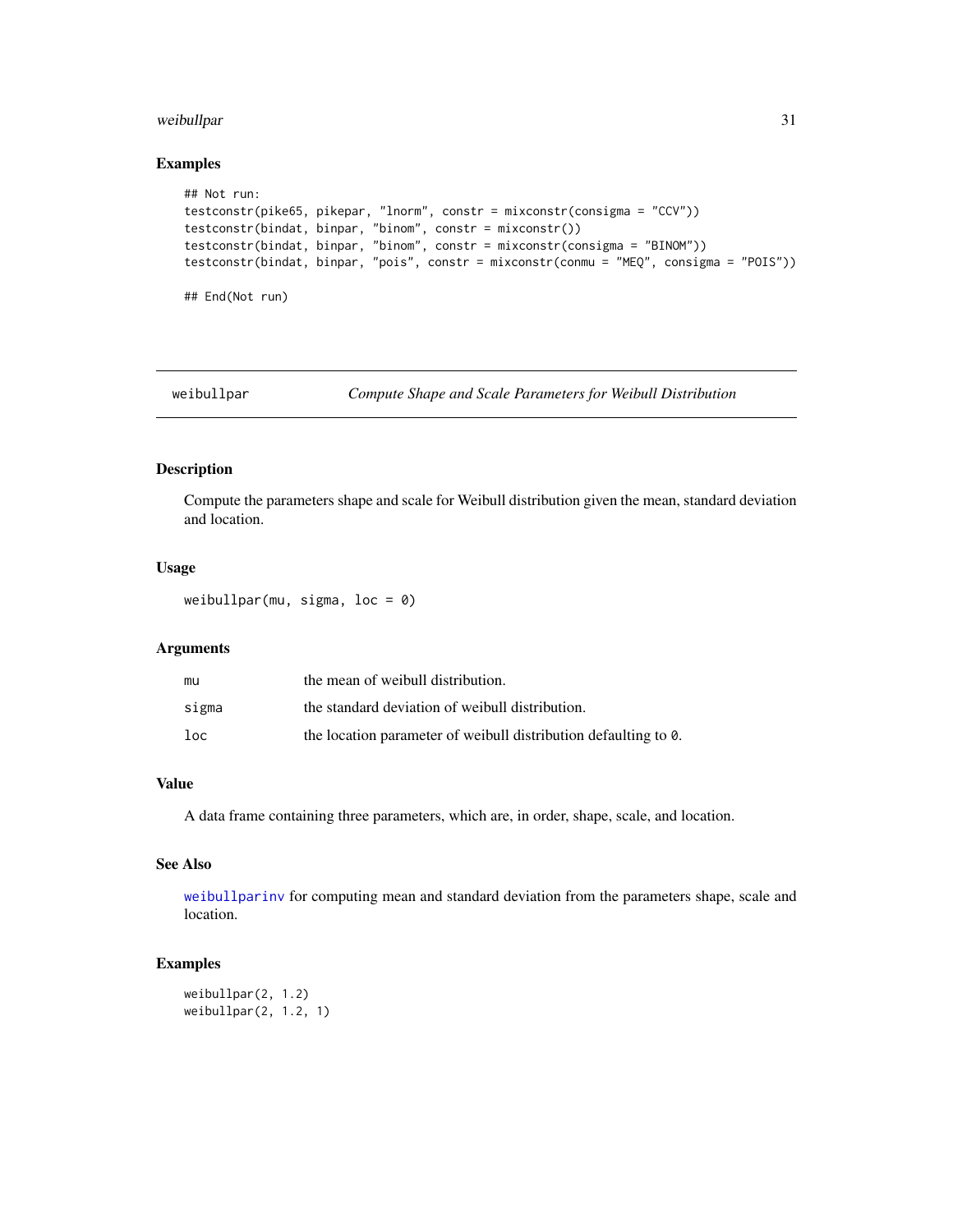## Examples

```
## Not run:
testconstr(pike65, pikepar, "lnorm", constr = mixconstr(consigma = "CCV"))
testconstr(bindat, binpar, "binom", constr = mixconstr())
testconstr(bindat, binpar, "binom", constr = mixconstr(consigma = "BINOM"))
testconstr(bindat, binpar, "pois", constr = mixconstr(conmu = "MEQ", consigma = "POIS"))

## End(Not run)
```

---

# weibullpar — *Compute Shape and Scale Parameters for Weibull Distribution*

---

## Description

Compute the parameters shape and scale for Weibull distribution given the mean, standard deviation and location.

## Usage

```
weibullpar(mu, sigma, loc = 0)
```

## Arguments

| | |
|---|---|
| `mu` | the mean of weibull distribution. |
| `sigma` | the standard deviation of weibull distribution. |
| `loc` | the location parameter of weibull distribution defaulting to `0`. |

## Value

A data frame containing three parameters, which are, in order, shape, scale, and location.

## See Also

`weibullparinv` for computing mean and standard deviation from the parameters shape, scale and location.

## Examples

```
weibullpar(2, 1.2)
weibullpar(2, 1.2, 1)
```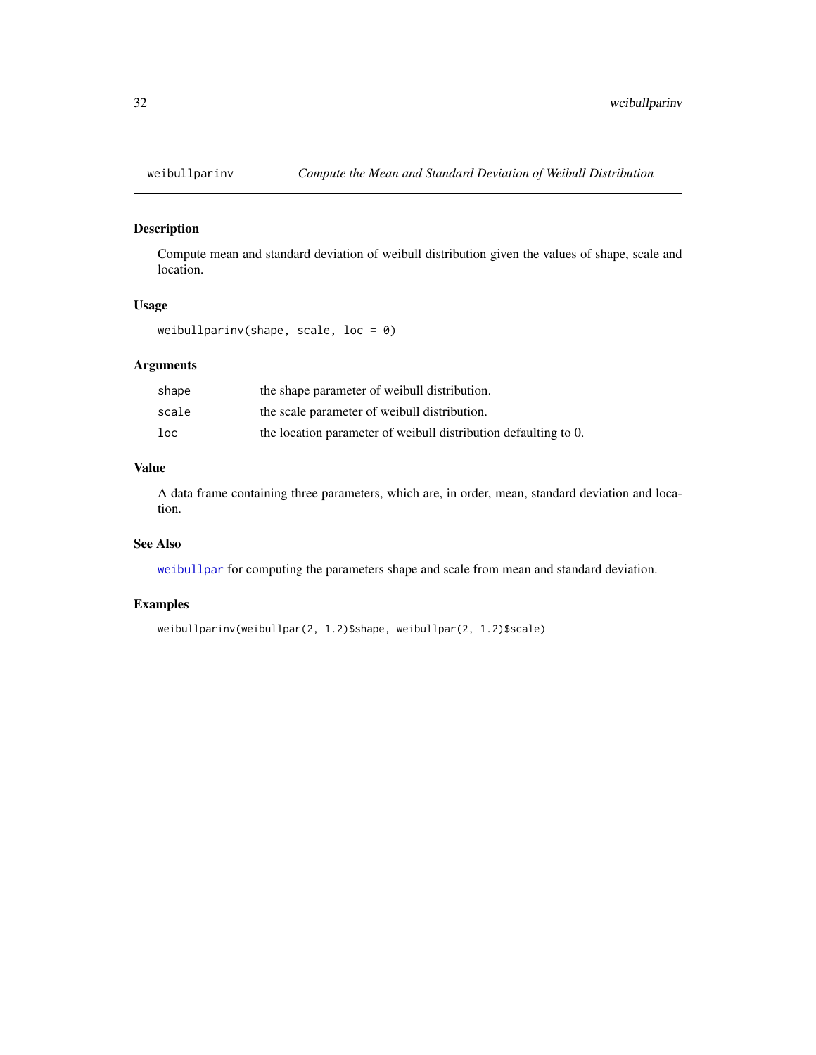## weibullparinv — *Compute the Mean and Standard Deviation of Weibull Distribution*

### Description

Compute mean and standard deviation of weibull distribution given the values of shape, scale and location.

### Usage

```
weibullparinv(shape, scale, loc = 0)
```

### Arguments

| | |
|---|---|
| shape | the shape parameter of weibull distribution. |
| scale | the scale parameter of weibull distribution. |
| loc | the location parameter of weibull distribution defaulting to 0. |

### Value

A data frame containing three parameters, which are, in order, mean, standard deviation and location.

### See Also

weibullpar for computing the parameters shape and scale from mean and standard deviation.

### Examples

```
weibullparinv(weibullpar(2, 1.2)$shape, weibullpar(2, 1.2)$scale)
```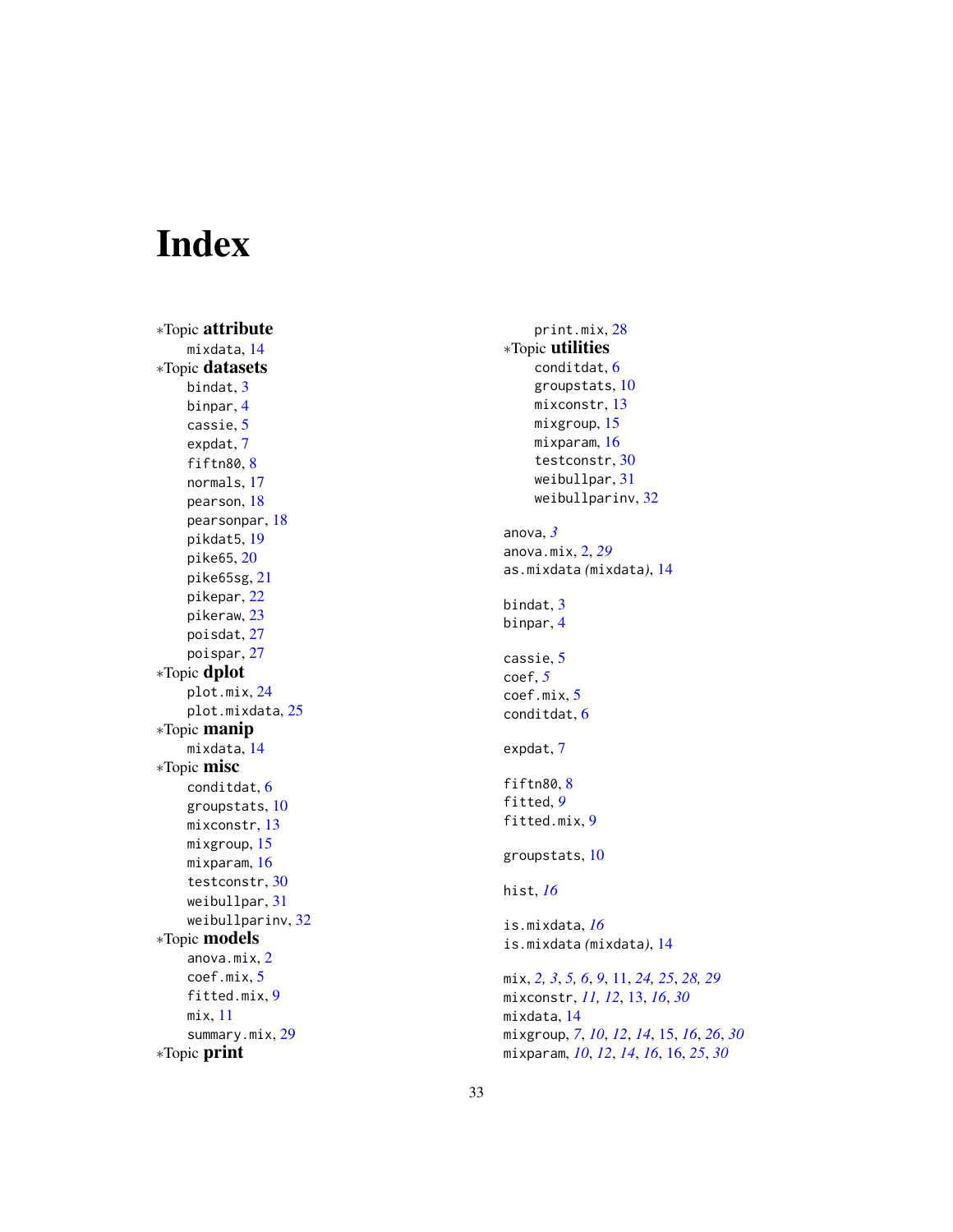# Index

∗Topic **attribute**
- mixdata, 14

∗Topic **datasets**
- bindat, 3
- binpar, 4
- cassie, 5
- expdat, 7
- fiftn80, 8
- normals, 17
- pearson, 18
- pearsonpar, 18
- pikdat5, 19
- pike65, 20
- pike65sg, 21
- pikepar, 22
- pikeraw, 23
- poisdat, 27
- poispar, 27

∗Topic **dplot**
- plot.mix, 24
- plot.mixdata, 25

∗Topic **manip**
- mixdata, 14

∗Topic **misc**
- conditdat, 6
- groupstats, 10
- mixconstr, 13
- mixgroup, 15
- mixparam, 16
- testconstr, 30
- weibullpar, 31
- weibullparinv, 32

∗Topic **models**
- anova.mix, 2
- coef.mix, 5
- fitted.mix, 9
- mix, 11
- summary.mix, 29

∗Topic **print**
- print.mix, 28

∗Topic **utilities**
- conditdat, 6
- groupstats, 10
- mixconstr, 13
- mixgroup, 15
- mixparam, 16
- testconstr, 30
- weibullpar, 31
- weibullparinv, 32

anova, *3*
anova.mix, 2, *29*
as.mixdata *(mixdata)*, 14

bindat, 3
binpar, 4

cassie, 5
coef, *5*
coef.mix, 5
conditdat, 6

expdat, 7

fiftn80, 8
fitted, *9*
fitted.mix, 9

groupstats, 10

hist, *16*

is.mixdata, *16*
is.mixdata *(mixdata)*, 14

mix, *2, 3*, *5*, *6*, *9*, 11, *24*, *25*, *28, 29*
mixconstr, *11, 12*, 13, *16*, *30*
mixdata, 14
mixgroup, *7*, *10*, *12*, *14*, 15, *16*, *26*, *30*
mixparam, *10*, *12*, *14*, *16*, 16, *25*, *30*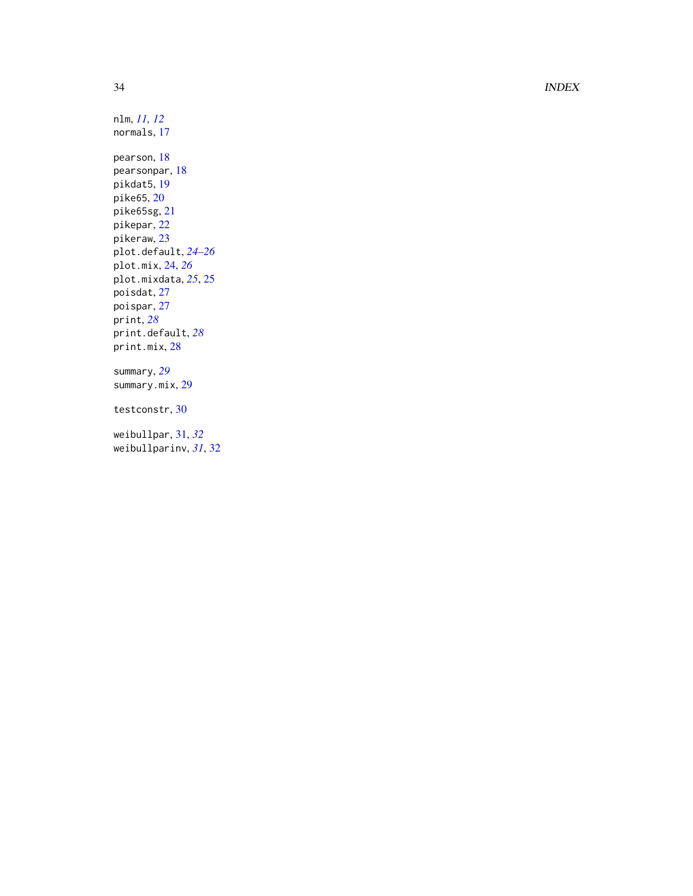`nlm`, *11, 12*
`normals`, 17

`pearson`, 18
`pearsonpar`, 18
`pikdat5`, 19
`pike65`, 20
`pike65sg`, 21
`pikepar`, 22
`pikeraw`, 23
`plot.default`, *24–26*
`plot.mix`, 24, *26*
`plot.mixdata`, *25*, 25
`poisdat`, 27
`poispar`, 27
`print`, *28*
`print.default`, *28*
`print.mix`, 28

`summary`, *29*
`summary.mix`, 29

`testconstr`, 30

`weibullpar`, 31, *32*
`weibullparinv`, *31*, 32